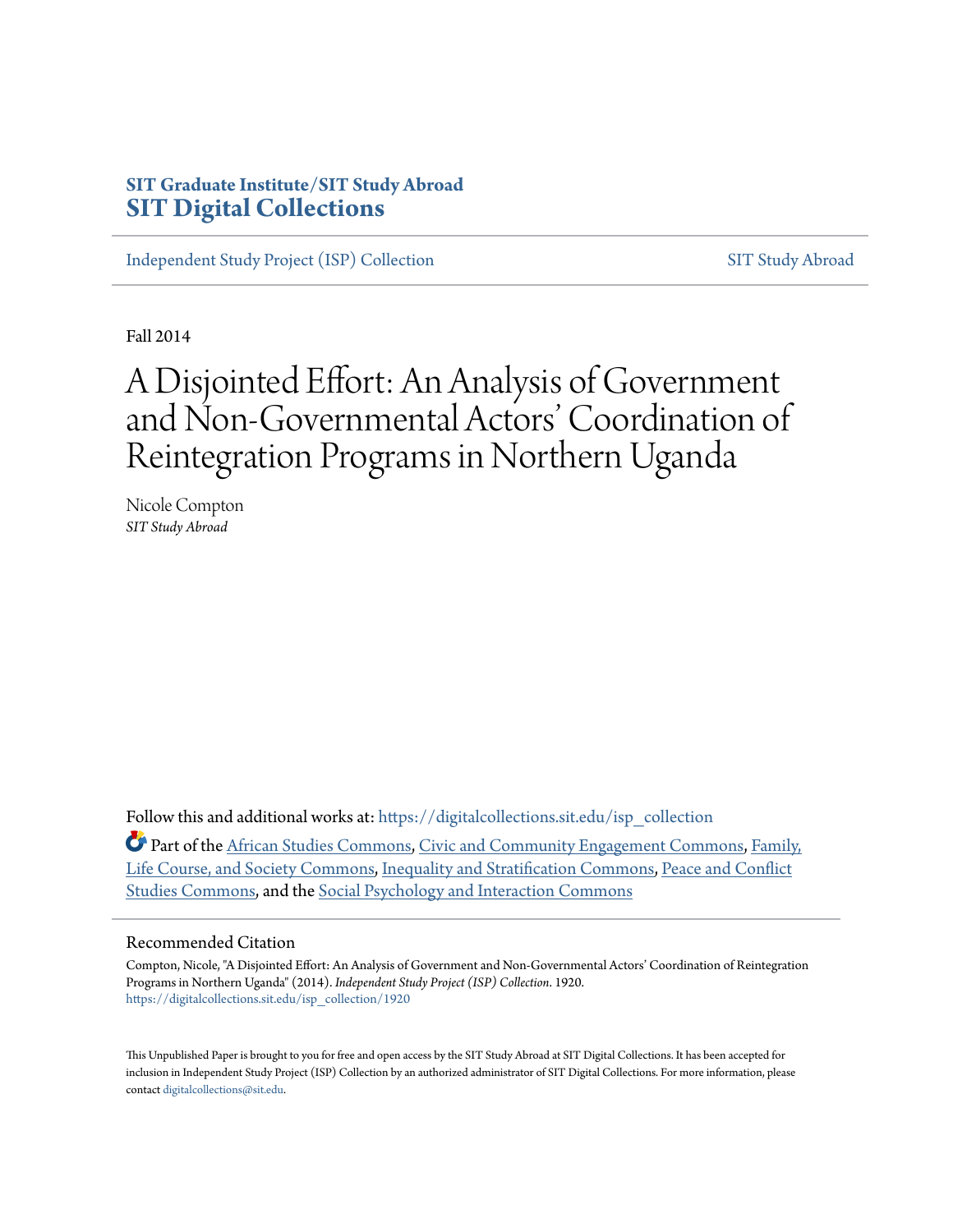SIT Graduate Institute/SIT Study Abroad
**SIT Digital Collections**

Independent Study Project (ISP) Collection | SIT Study Abroad

Fall 2014

# A Disjointed Effort: An Analysis of Government and Non-Governmental Actors' Coordination of Reintegration Programs in Northern Uganda

Nicole Compton
*SIT Study Abroad*

Follow this and additional works at: https://digitalcollections.sit.edu/isp_collection

Part of the African Studies Commons, Civic and Community Engagement Commons, Family, Life Course, and Society Commons, Inequality and Stratification Commons, Peace and Conflict Studies Commons, and the Social Psychology and Interaction Commons

## Recommended Citation

Compton, Nicole, "A Disjointed Effort: An Analysis of Government and Non-Governmental Actors' Coordination of Reintegration Programs in Northern Uganda" (2014). *Independent Study Project (ISP) Collection*. 1920.
https://digitalcollections.sit.edu/isp_collection/1920

This Unpublished Paper is brought to you for free and open access by the SIT Study Abroad at SIT Digital Collections. It has been accepted for inclusion in Independent Study Project (ISP) Collection by an authorized administrator of SIT Digital Collections. For more information, please contact digitalcollections@sit.edu.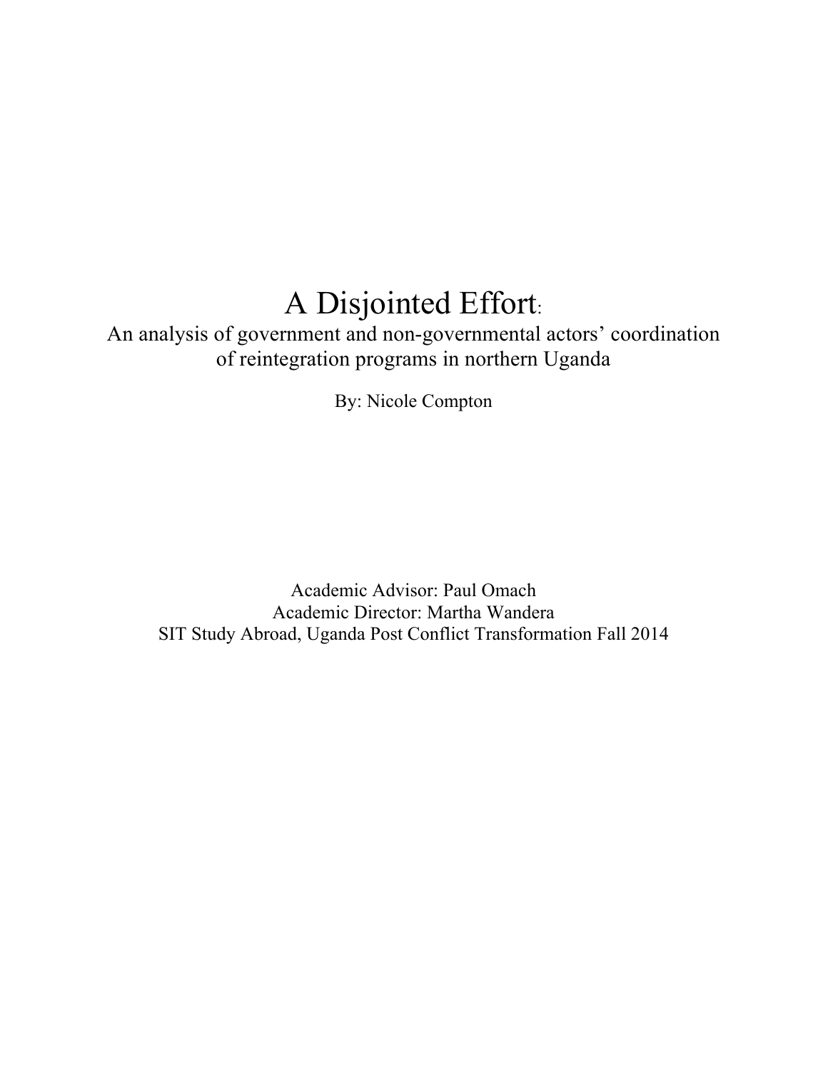# A Disjointed Effort:

An analysis of government and non-governmental actors' coordination of reintegration programs in northern Uganda

By: Nicole Compton

Academic Advisor: Paul Omach
Academic Director: Martha Wandera
SIT Study Abroad, Uganda Post Conflict Transformation Fall 2014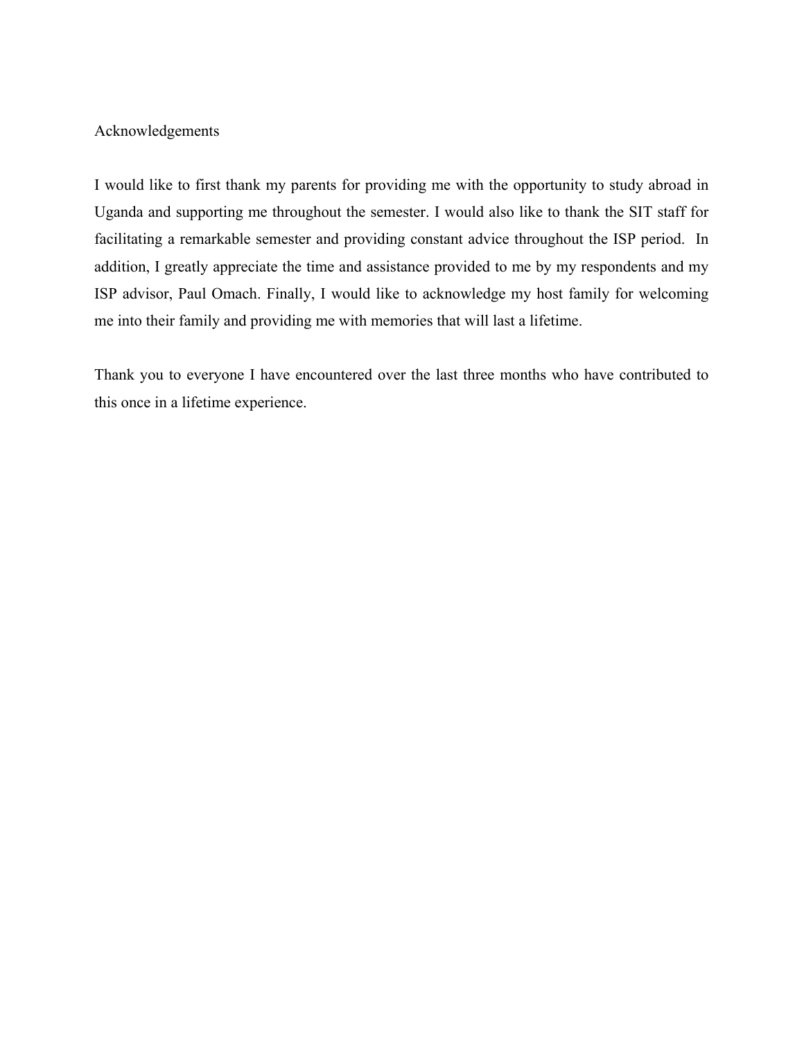# Acknowledgements

I would like to first thank my parents for providing me with the opportunity to study abroad in Uganda and supporting me throughout the semester. I would also like to thank the SIT staff for facilitating a remarkable semester and providing constant advice throughout the ISP period. In addition, I greatly appreciate the time and assistance provided to me by my respondents and my ISP advisor, Paul Omach. Finally, I would like to acknowledge my host family for welcoming me into their family and providing me with memories that will last a lifetime.

Thank you to everyone I have encountered over the last three months who have contributed to this once in a lifetime experience.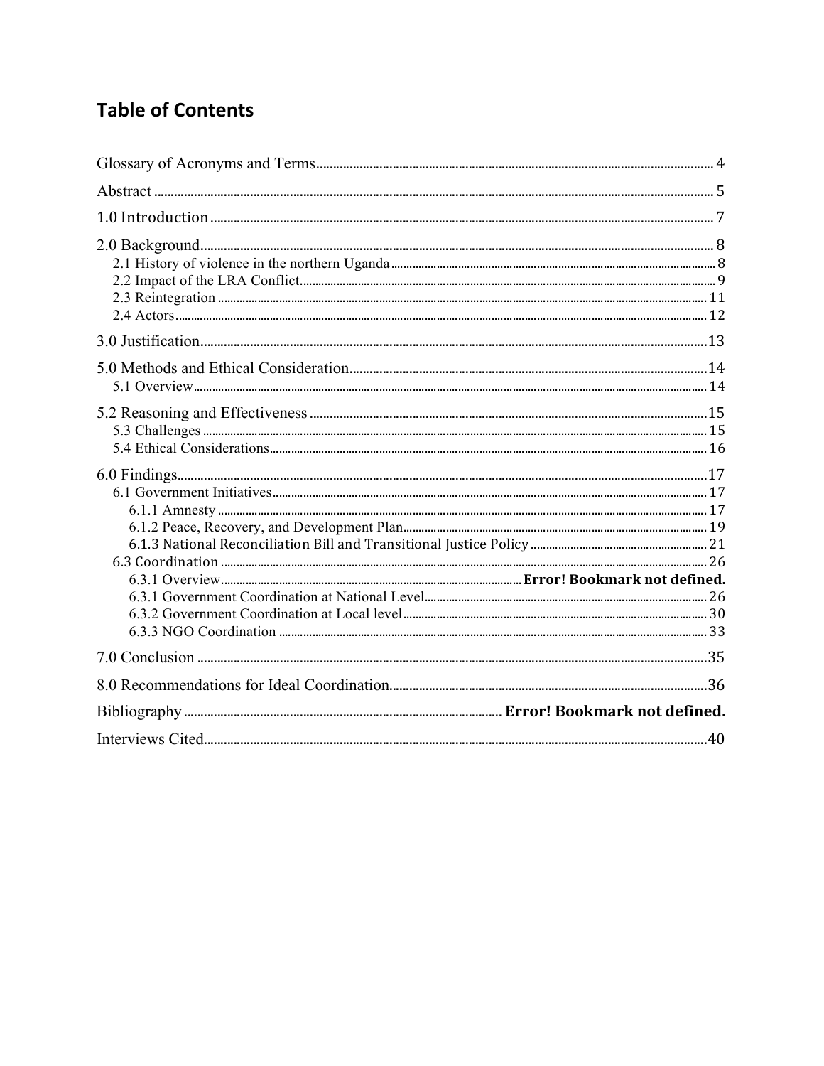## Table of Contents

Glossary of Acronyms and Terms ..... 4

Abstract ..... 5

1.0 Introduction ..... 7

2.0 Background ..... 8

- 2.1 History of violence in the northern Uganda ..... 8
- 2.2 Impact of the LRA Conflict ..... 9
- 2.3 Reintegration ..... 11
- 2.4 Actors ..... 12

3.0 Justification ..... 13

5.0 Methods and Ethical Consideration ..... 14

- 5.1 Overview ..... 14

5.2 Reasoning and Effectiveness ..... 15

- 5.3 Challenges ..... 15
- 5.4 Ethical Considerations ..... 16

6.0 Findings ..... 17

- 6.1 Government Initiatives ..... 17
  - 6.1.1 Amnesty ..... 17
  - 6.1.2 Peace, Recovery, and Development Plan ..... 19
  - 6.1.3 National Reconciliation Bill and Transitional Justice Policy ..... 21
- 6.3 Coordination ..... 26
  - 6.3.1 Overview ..... **Error! Bookmark not defined.**
  - 6.3.1 Government Coordination at National Level ..... 26
  - 6.3.2 Government Coordination at Local level ..... 30
  - 6.3.3 NGO Coordination ..... 33

7.0 Conclusion ..... 35

8.0 Recommendations for Ideal Coordination ..... 36

Bibliography ..... **Error! Bookmark not defined.**

Interviews Cited ..... 40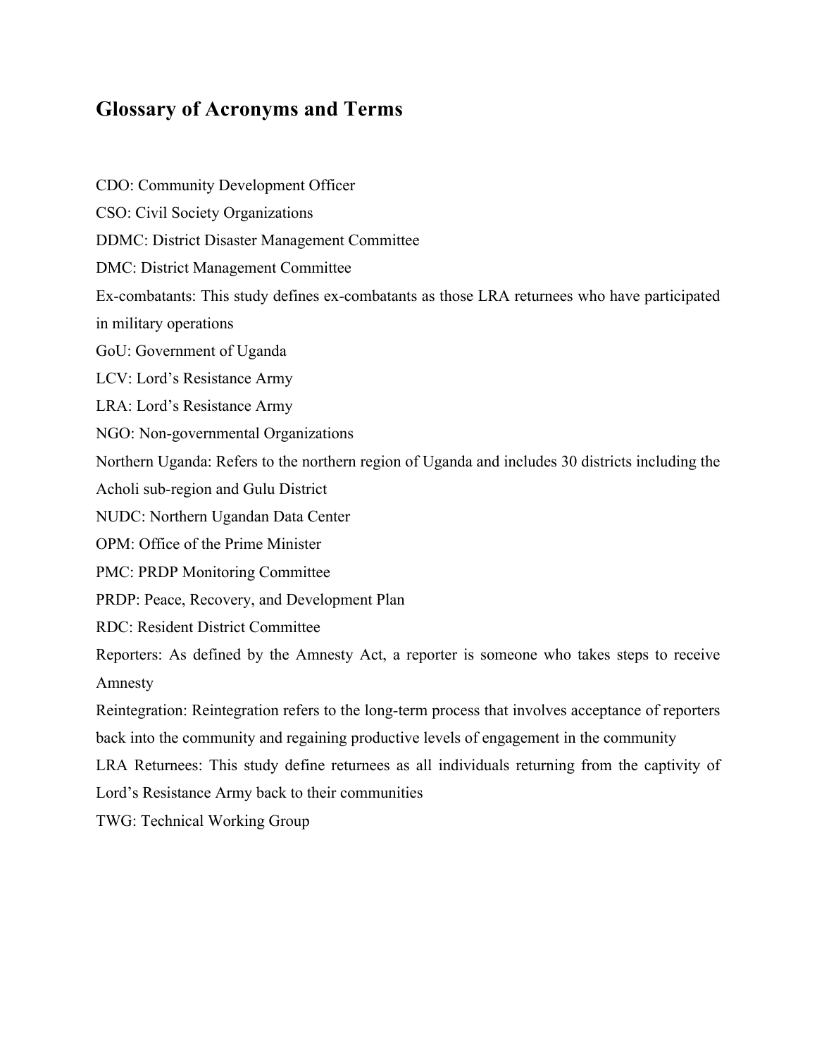## Glossary of Acronyms and Terms

CDO: Community Development Officer

CSO: Civil Society Organizations

DDMC: District Disaster Management Committee

DMC: District Management Committee

Ex-combatants: This study defines ex-combatants as those LRA returnees who have participated in military operations

GoU: Government of Uganda

LCV: Lord's Resistance Army

LRA: Lord's Resistance Army

NGO: Non-governmental Organizations

Northern Uganda: Refers to the northern region of Uganda and includes 30 districts including the Acholi sub-region and Gulu District

NUDC: Northern Ugandan Data Center

OPM: Office of the Prime Minister

PMC: PRDP Monitoring Committee

PRDP: Peace, Recovery, and Development Plan

RDC: Resident District Committee

Reporters: As defined by the Amnesty Act, a reporter is someone who takes steps to receive Amnesty

Reintegration: Reintegration refers to the long-term process that involves acceptance of reporters back into the community and regaining productive levels of engagement in the community

LRA Returnees: This study define returnees as all individuals returning from the captivity of Lord's Resistance Army back to their communities

TWG: Technical Working Group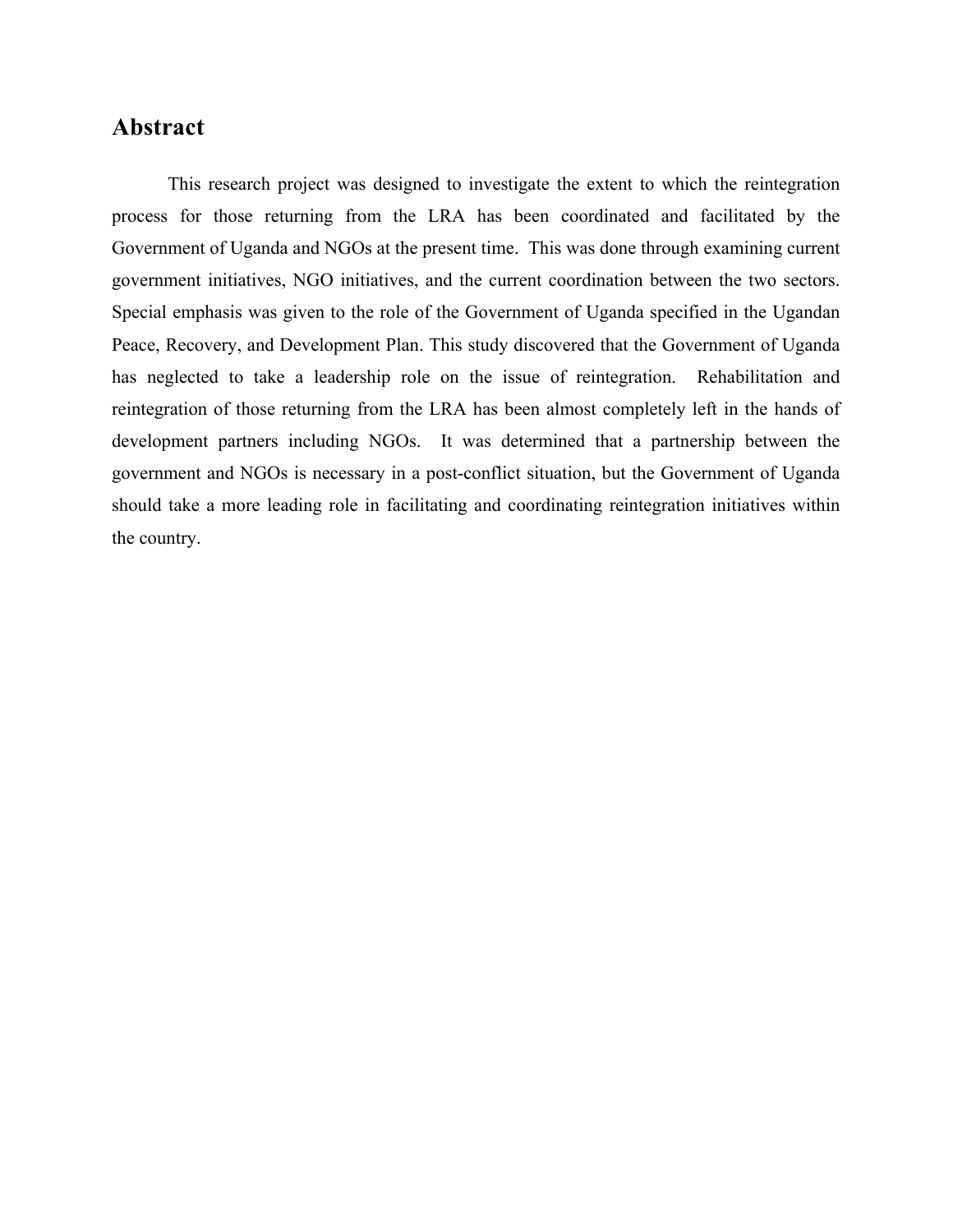## Abstract

This research project was designed to investigate the extent to which the reintegration process for those returning from the LRA has been coordinated and facilitated by the Government of Uganda and NGOs at the present time. This was done through examining current government initiatives, NGO initiatives, and the current coordination between the two sectors. Special emphasis was given to the role of the Government of Uganda specified in the Ugandan Peace, Recovery, and Development Plan. This study discovered that the Government of Uganda has neglected to take a leadership role on the issue of reintegration. Rehabilitation and reintegration of those returning from the LRA has been almost completely left in the hands of development partners including NGOs. It was determined that a partnership between the government and NGOs is necessary in a post-conflict situation, but the Government of Uganda should take a more leading role in facilitating and coordinating reintegration initiatives within the country.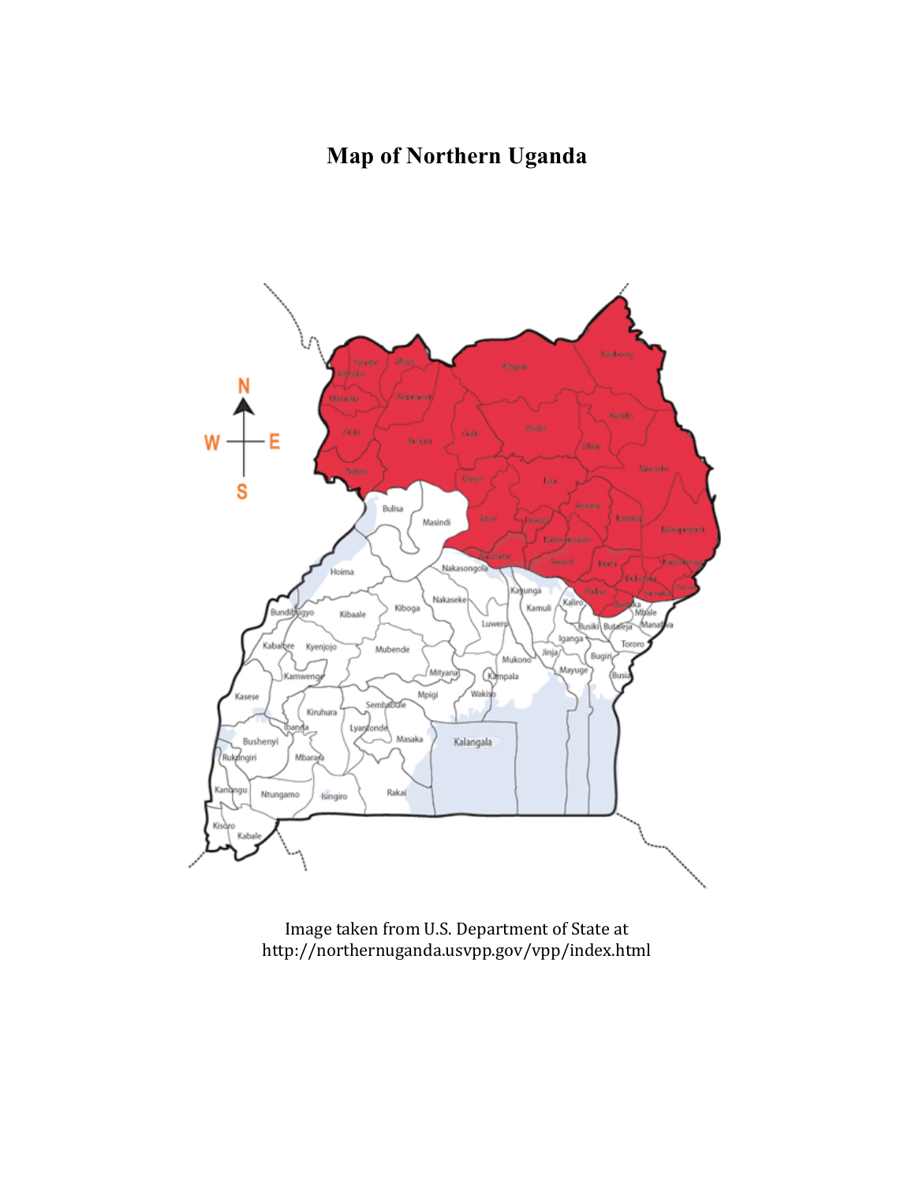# Map of Northern Uganda

Image taken from U.S. Department of State at http://northernuganda.usvpp.gov/vpp/index.html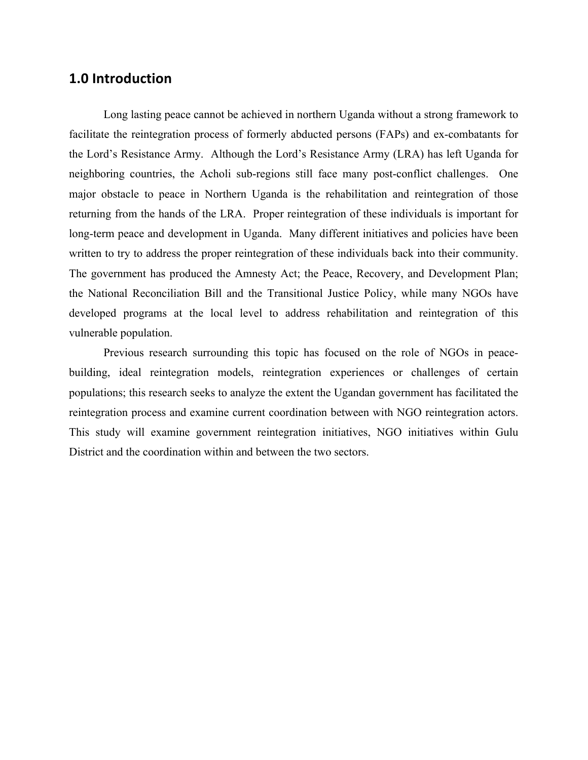## 1.0 Introduction

Long lasting peace cannot be achieved in northern Uganda without a strong framework to facilitate the reintegration process of formerly abducted persons (FAPs) and ex-combatants for the Lord's Resistance Army. Although the Lord's Resistance Army (LRA) has left Uganda for neighboring countries, the Acholi sub-regions still face many post-conflict challenges. One major obstacle to peace in Northern Uganda is the rehabilitation and reintegration of those returning from the hands of the LRA. Proper reintegration of these individuals is important for long-term peace and development in Uganda. Many different initiatives and policies have been written to try to address the proper reintegration of these individuals back into their community. The government has produced the Amnesty Act; the Peace, Recovery, and Development Plan; the National Reconciliation Bill and the Transitional Justice Policy, while many NGOs have developed programs at the local level to address rehabilitation and reintegration of this vulnerable population.

Previous research surrounding this topic has focused on the role of NGOs in peace-building, ideal reintegration models, reintegration experiences or challenges of certain populations; this research seeks to analyze the extent the Ugandan government has facilitated the reintegration process and examine current coordination between with NGO reintegration actors. This study will examine government reintegration initiatives, NGO initiatives within Gulu District and the coordination within and between the two sectors.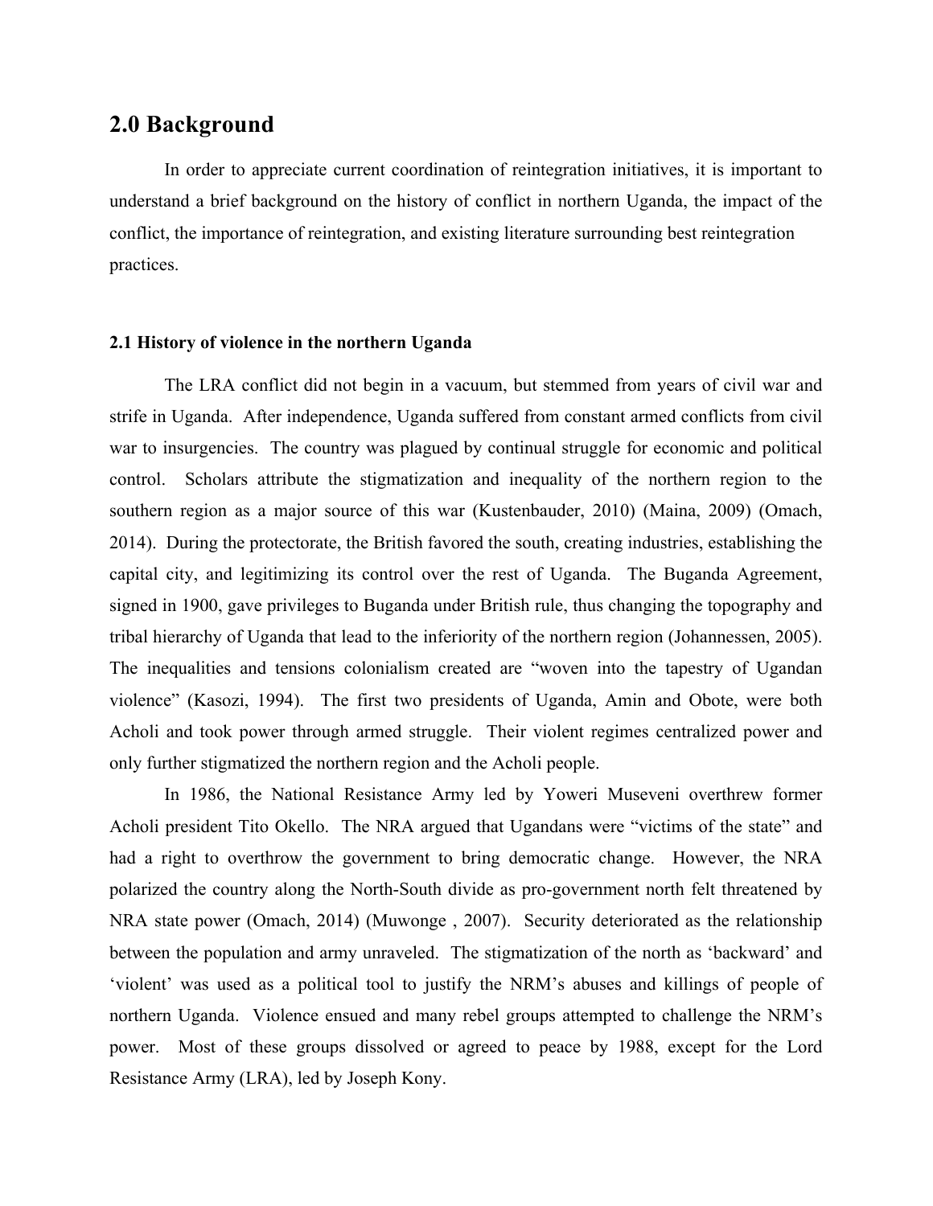## 2.0 Background

In order to appreciate current coordination of reintegration initiatives, it is important to understand a brief background on the history of conflict in northern Uganda, the impact of the conflict, the importance of reintegration, and existing literature surrounding best reintegration practices.

### 2.1 History of violence in the northern Uganda

The LRA conflict did not begin in a vacuum, but stemmed from years of civil war and strife in Uganda. After independence, Uganda suffered from constant armed conflicts from civil war to insurgencies. The country was plagued by continual struggle for economic and political control. Scholars attribute the stigmatization and inequality of the northern region to the southern region as a major source of this war (Kustenbauder, 2010) (Maina, 2009) (Omach, 2014). During the protectorate, the British favored the south, creating industries, establishing the capital city, and legitimizing its control over the rest of Uganda. The Buganda Agreement, signed in 1900, gave privileges to Buganda under British rule, thus changing the topography and tribal hierarchy of Uganda that lead to the inferiority of the northern region (Johannessen, 2005). The inequalities and tensions colonialism created are "woven into the tapestry of Ugandan violence" (Kasozi, 1994). The first two presidents of Uganda, Amin and Obote, were both Acholi and took power through armed struggle. Their violent regimes centralized power and only further stigmatized the northern region and the Acholi people.

In 1986, the National Resistance Army led by Yoweri Museveni overthrew former Acholi president Tito Okello. The NRA argued that Ugandans were "victims of the state" and had a right to overthrow the government to bring democratic change. However, the NRA polarized the country along the North-South divide as pro-government north felt threatened by NRA state power (Omach, 2014) (Muwonge , 2007). Security deteriorated as the relationship between the population and army unraveled. The stigmatization of the north as 'backward' and 'violent' was used as a political tool to justify the NRM's abuses and killings of people of northern Uganda. Violence ensued and many rebel groups attempted to challenge the NRM's power. Most of these groups dissolved or agreed to peace by 1988, except for the Lord Resistance Army (LRA), led by Joseph Kony.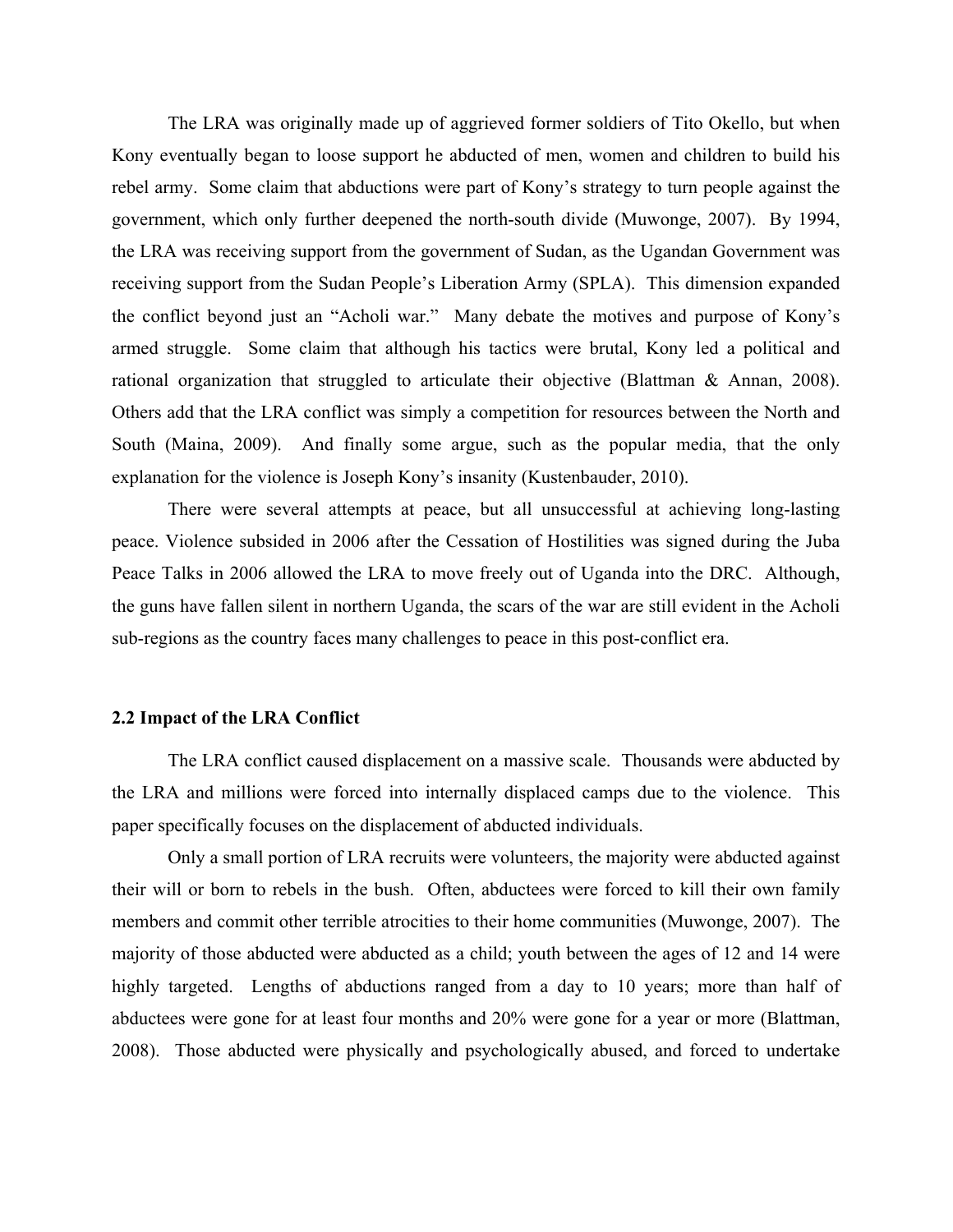The LRA was originally made up of aggrieved former soldiers of Tito Okello, but when Kony eventually began to loose support he abducted of men, women and children to build his rebel army. Some claim that abductions were part of Kony's strategy to turn people against the government, which only further deepened the north-south divide (Muwonge, 2007). By 1994, the LRA was receiving support from the government of Sudan, as the Ugandan Government was receiving support from the Sudan People's Liberation Army (SPLA). This dimension expanded the conflict beyond just an "Acholi war." Many debate the motives and purpose of Kony's armed struggle. Some claim that although his tactics were brutal, Kony led a political and rational organization that struggled to articulate their objective (Blattman & Annan, 2008). Others add that the LRA conflict was simply a competition for resources between the North and South (Maina, 2009). And finally some argue, such as the popular media, that the only explanation for the violence is Joseph Kony's insanity (Kustenbauder, 2010).

There were several attempts at peace, but all unsuccessful at achieving long-lasting peace. Violence subsided in 2006 after the Cessation of Hostilities was signed during the Juba Peace Talks in 2006 allowed the LRA to move freely out of Uganda into the DRC. Although, the guns have fallen silent in northern Uganda, the scars of the war are still evident in the Acholi sub-regions as the country faces many challenges to peace in this post-conflict era.

## 2.2 Impact of the LRA Conflict

The LRA conflict caused displacement on a massive scale. Thousands were abducted by the LRA and millions were forced into internally displaced camps due to the violence. This paper specifically focuses on the displacement of abducted individuals.

Only a small portion of LRA recruits were volunteers, the majority were abducted against their will or born to rebels in the bush. Often, abductees were forced to kill their own family members and commit other terrible atrocities to their home communities (Muwonge, 2007). The majority of those abducted were abducted as a child; youth between the ages of 12 and 14 were highly targeted. Lengths of abductions ranged from a day to 10 years; more than half of abductees were gone for at least four months and 20% were gone for a year or more (Blattman, 2008). Those abducted were physically and psychologically abused, and forced to undertake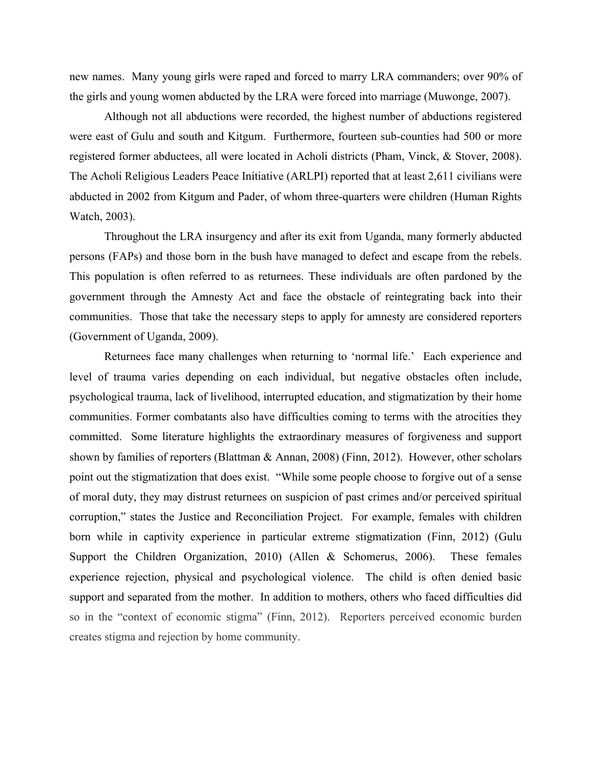new names. Many young girls were raped and forced to marry LRA commanders; over 90% of the girls and young women abducted by the LRA were forced into marriage (Muwonge, 2007).

Although not all abductions were recorded, the highest number of abductions registered were east of Gulu and south and Kitgum. Furthermore, fourteen sub-counties had 500 or more registered former abductees, all were located in Acholi districts (Pham, Vinck, & Stover, 2008). The Acholi Religious Leaders Peace Initiative (ARLPI) reported that at least 2,611 civilians were abducted in 2002 from Kitgum and Pader, of whom three-quarters were children (Human Rights Watch, 2003).

Throughout the LRA insurgency and after its exit from Uganda, many formerly abducted persons (FAPs) and those born in the bush have managed to defect and escape from the rebels. This population is often referred to as returnees. These individuals are often pardoned by the government through the Amnesty Act and face the obstacle of reintegrating back into their communities. Those that take the necessary steps to apply for amnesty are considered reporters (Government of Uganda, 2009).

Returnees face many challenges when returning to 'normal life.' Each experience and level of trauma varies depending on each individual, but negative obstacles often include, psychological trauma, lack of livelihood, interrupted education, and stigmatization by their home communities. Former combatants also have difficulties coming to terms with the atrocities they committed. Some literature highlights the extraordinary measures of forgiveness and support shown by families of reporters (Blattman & Annan, 2008) (Finn, 2012). However, other scholars point out the stigmatization that does exist. "While some people choose to forgive out of a sense of moral duty, they may distrust returnees on suspicion of past crimes and/or perceived spiritual corruption," states the Justice and Reconciliation Project. For example, females with children born while in captivity experience in particular extreme stigmatization (Finn, 2012) (Gulu Support the Children Organization, 2010) (Allen & Schomerus, 2006). These females experience rejection, physical and psychological violence. The child is often denied basic support and separated from the mother. In addition to mothers, others who faced difficulties did so in the "context of economic stigma" (Finn, 2012). Reporters perceived economic burden creates stigma and rejection by home community.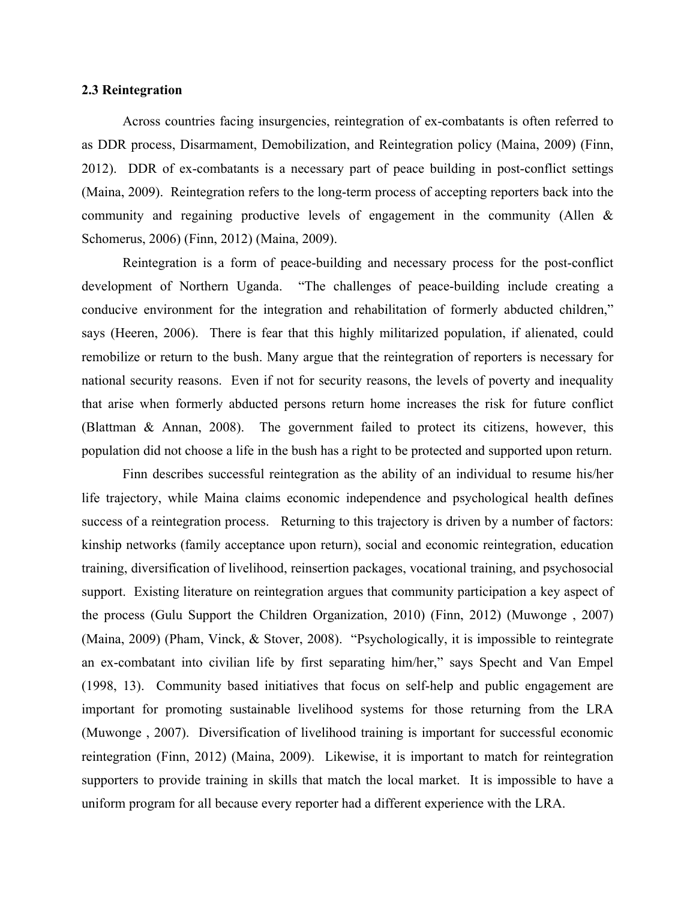**2.3 Reintegration**

Across countries facing insurgencies, reintegration of ex-combatants is often referred to as DDR process, Disarmament, Demobilization, and Reintegration policy (Maina, 2009) (Finn, 2012). DDR of ex-combatants is a necessary part of peace building in post-conflict settings (Maina, 2009). Reintegration refers to the long-term process of accepting reporters back into the community and regaining productive levels of engagement in the community (Allen & Schomerus, 2006) (Finn, 2012) (Maina, 2009).

Reintegration is a form of peace-building and necessary process for the post-conflict development of Northern Uganda. "The challenges of peace-building include creating a conducive environment for the integration and rehabilitation of formerly abducted children," says (Heeren, 2006). There is fear that this highly militarized population, if alienated, could remobilize or return to the bush. Many argue that the reintegration of reporters is necessary for national security reasons. Even if not for security reasons, the levels of poverty and inequality that arise when formerly abducted persons return home increases the risk for future conflict (Blattman & Annan, 2008). The government failed to protect its citizens, however, this population did not choose a life in the bush has a right to be protected and supported upon return.

Finn describes successful reintegration as the ability of an individual to resume his/her life trajectory, while Maina claims economic independence and psychological health defines success of a reintegration process. Returning to this trajectory is driven by a number of factors: kinship networks (family acceptance upon return), social and economic reintegration, education training, diversification of livelihood, reinsertion packages, vocational training, and psychosocial support. Existing literature on reintegration argues that community participation a key aspect of the process (Gulu Support the Children Organization, 2010) (Finn, 2012) (Muwonge , 2007) (Maina, 2009) (Pham, Vinck, & Stover, 2008). "Psychologically, it is impossible to reintegrate an ex-combatant into civilian life by first separating him/her," says Specht and Van Empel (1998, 13). Community based initiatives that focus on self-help and public engagement are important for promoting sustainable livelihood systems for those returning from the LRA (Muwonge , 2007). Diversification of livelihood training is important for successful economic reintegration (Finn, 2012) (Maina, 2009). Likewise, it is important to match for reintegration supporters to provide training in skills that match the local market. It is impossible to have a uniform program for all because every reporter had a different experience with the LRA.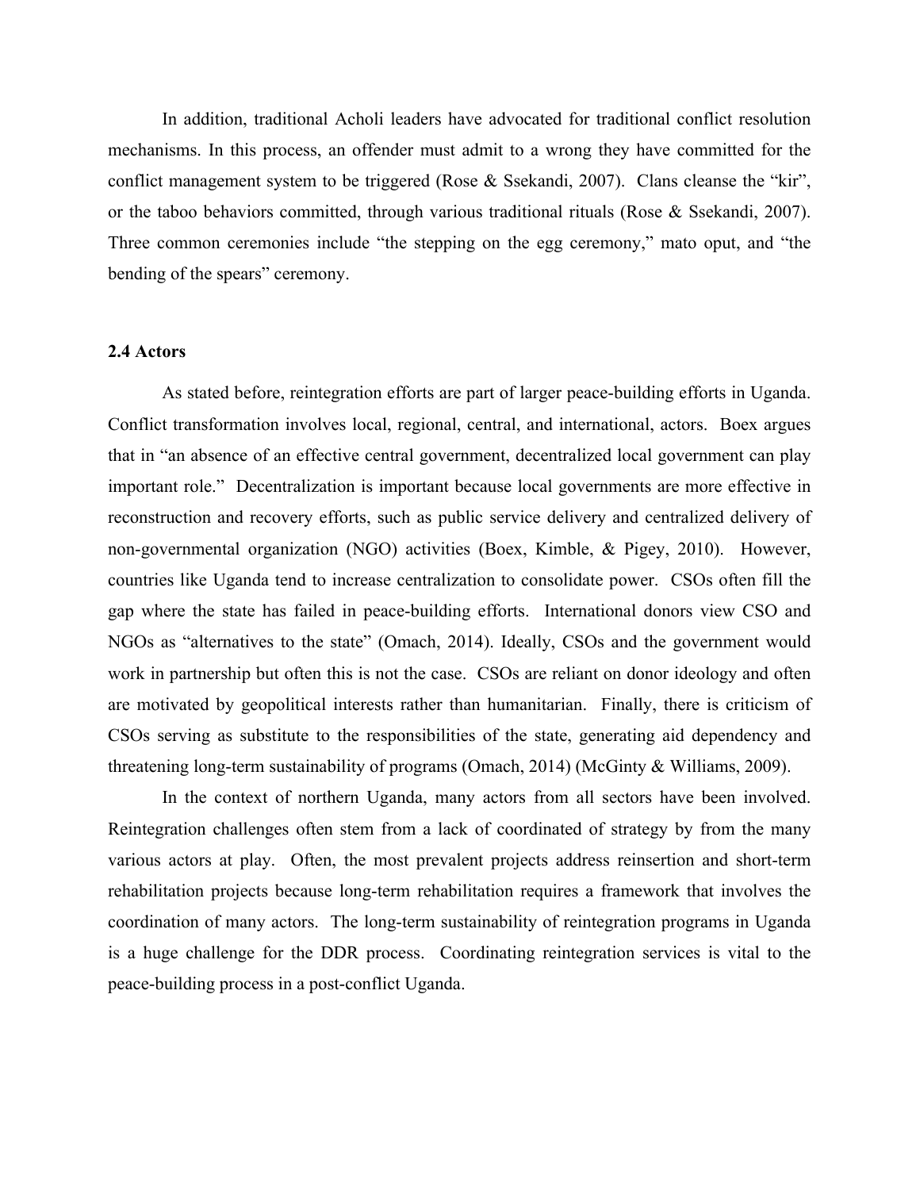In addition, traditional Acholi leaders have advocated for traditional conflict resolution mechanisms. In this process, an offender must admit to a wrong they have committed for the conflict management system to be triggered (Rose & Ssekandi, 2007). Clans cleanse the "kir", or the taboo behaviors committed, through various traditional rituals (Rose & Ssekandi, 2007). Three common ceremonies include "the stepping on the egg ceremony," mato oput, and "the bending of the spears" ceremony.

### 2.4 Actors

As stated before, reintegration efforts are part of larger peace-building efforts in Uganda. Conflict transformation involves local, regional, central, and international, actors. Boex argues that in "an absence of an effective central government, decentralized local government can play important role." Decentralization is important because local governments are more effective in reconstruction and recovery efforts, such as public service delivery and centralized delivery of non-governmental organization (NGO) activities (Boex, Kimble, & Pigey, 2010). However, countries like Uganda tend to increase centralization to consolidate power. CSOs often fill the gap where the state has failed in peace-building efforts. International donors view CSO and NGOs as "alternatives to the state" (Omach, 2014). Ideally, CSOs and the government would work in partnership but often this is not the case. CSOs are reliant on donor ideology and often are motivated by geopolitical interests rather than humanitarian. Finally, there is criticism of CSOs serving as substitute to the responsibilities of the state, generating aid dependency and threatening long-term sustainability of programs (Omach, 2014) (McGinty & Williams, 2009).

In the context of northern Uganda, many actors from all sectors have been involved. Reintegration challenges often stem from a lack of coordinated of strategy by from the many various actors at play. Often, the most prevalent projects address reinsertion and short-term rehabilitation projects because long-term rehabilitation requires a framework that involves the coordination of many actors. The long-term sustainability of reintegration programs in Uganda is a huge challenge for the DDR process. Coordinating reintegration services is vital to the peace-building process in a post-conflict Uganda.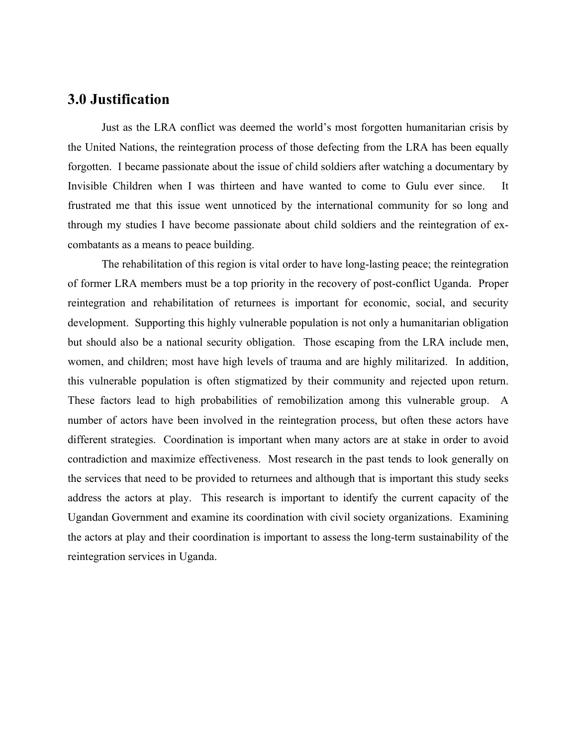## 3.0 Justification

Just as the LRA conflict was deemed the world's most forgotten humanitarian crisis by the United Nations, the reintegration process of those defecting from the LRA has been equally forgotten. I became passionate about the issue of child soldiers after watching a documentary by Invisible Children when I was thirteen and have wanted to come to Gulu ever since. It frustrated me that this issue went unnoticed by the international community for so long and through my studies I have become passionate about child soldiers and the reintegration of ex-combatants as a means to peace building.

The rehabilitation of this region is vital order to have long-lasting peace; the reintegration of former LRA members must be a top priority in the recovery of post-conflict Uganda. Proper reintegration and rehabilitation of returnees is important for economic, social, and security development. Supporting this highly vulnerable population is not only a humanitarian obligation but should also be a national security obligation. Those escaping from the LRA include men, women, and children; most have high levels of trauma and are highly militarized. In addition, this vulnerable population is often stigmatized by their community and rejected upon return. These factors lead to high probabilities of remobilization among this vulnerable group. A number of actors have been involved in the reintegration process, but often these actors have different strategies. Coordination is important when many actors are at stake in order to avoid contradiction and maximize effectiveness. Most research in the past tends to look generally on the services that need to be provided to returnees and although that is important this study seeks address the actors at play. This research is important to identify the current capacity of the Ugandan Government and examine its coordination with civil society organizations. Examining the actors at play and their coordination is important to assess the long-term sustainability of the reintegration services in Uganda.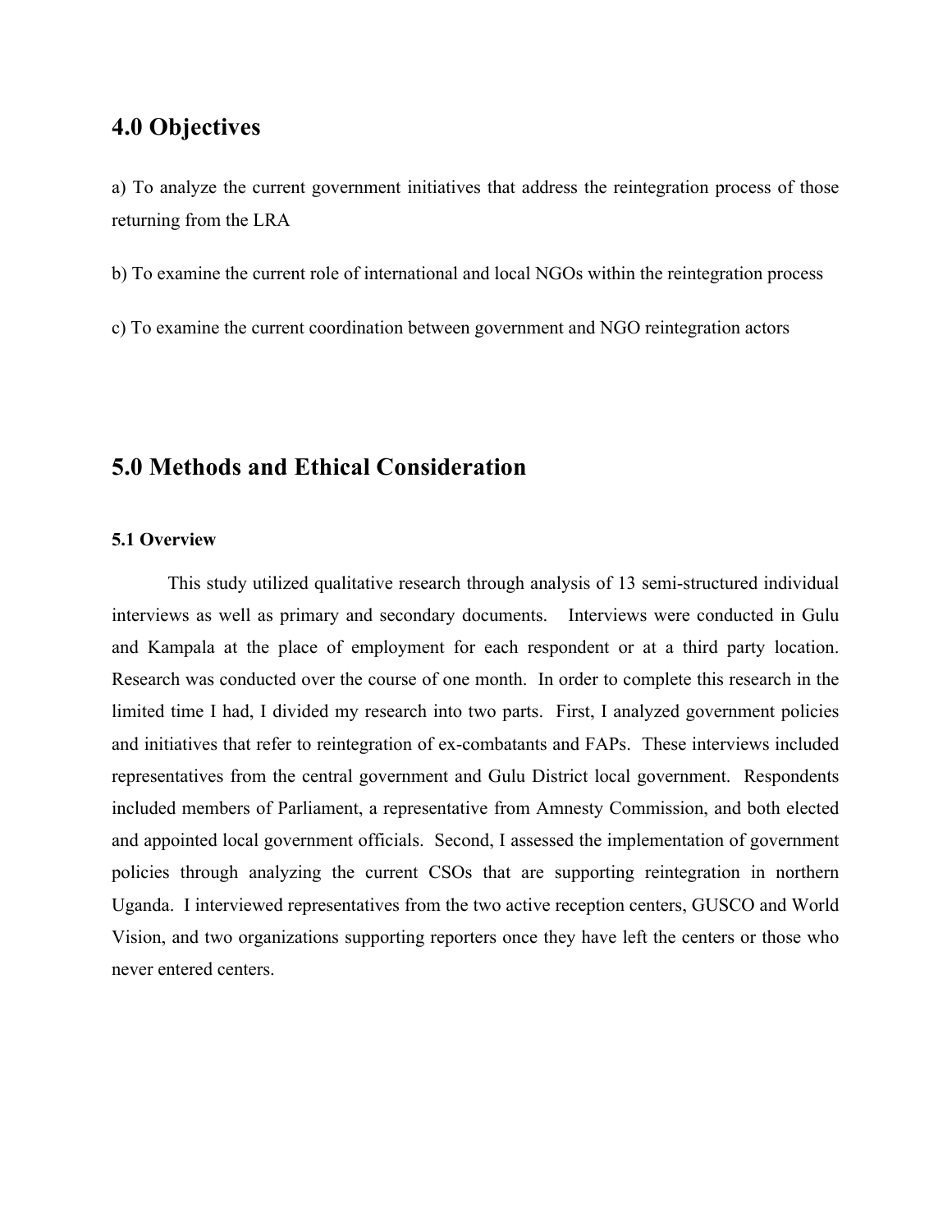## 4.0 Objectives

a) To analyze the current government initiatives that address the reintegration process of those returning from the LRA

b) To examine the current role of international and local NGOs within the reintegration process

c) To examine the current coordination between government and NGO reintegration actors

## 5.0 Methods and Ethical Consideration

### 5.1 Overview

This study utilized qualitative research through analysis of 13 semi-structured individual interviews as well as primary and secondary documents. Interviews were conducted in Gulu and Kampala at the place of employment for each respondent or at a third party location. Research was conducted over the course of one month. In order to complete this research in the limited time I had, I divided my research into two parts. First, I analyzed government policies and initiatives that refer to reintegration of ex-combatants and FAPs. These interviews included representatives from the central government and Gulu District local government. Respondents included members of Parliament, a representative from Amnesty Commission, and both elected and appointed local government officials. Second, I assessed the implementation of government policies through analyzing the current CSOs that are supporting reintegration in northern Uganda. I interviewed representatives from the two active reception centers, GUSCO and World Vision, and two organizations supporting reporters once they have left the centers or those who never entered centers.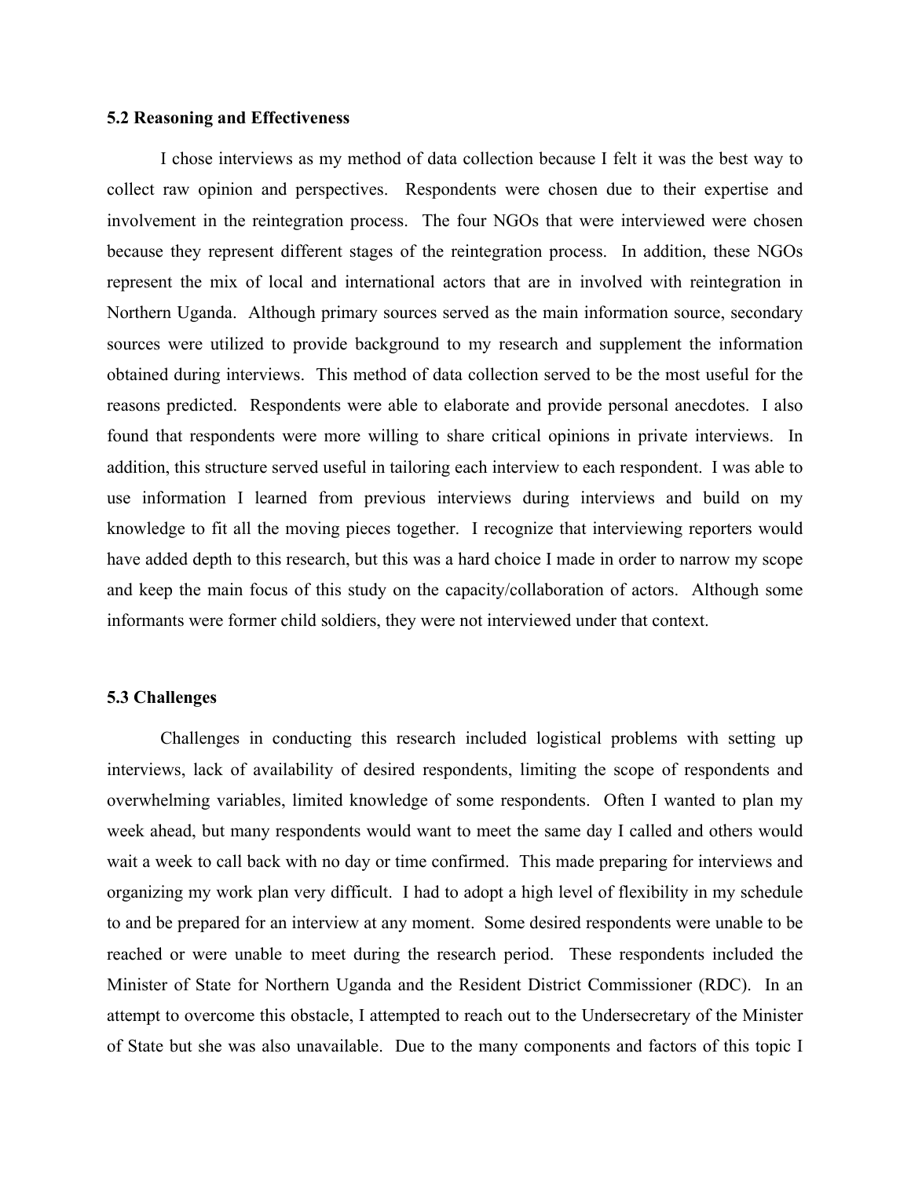### 5.2 Reasoning and Effectiveness

I chose interviews as my method of data collection because I felt it was the best way to collect raw opinion and perspectives. Respondents were chosen due to their expertise and involvement in the reintegration process. The four NGOs that were interviewed were chosen because they represent different stages of the reintegration process. In addition, these NGOs represent the mix of local and international actors that are in involved with reintegration in Northern Uganda. Although primary sources served as the main information source, secondary sources were utilized to provide background to my research and supplement the information obtained during interviews. This method of data collection served to be the most useful for the reasons predicted. Respondents were able to elaborate and provide personal anecdotes. I also found that respondents were more willing to share critical opinions in private interviews. In addition, this structure served useful in tailoring each interview to each respondent. I was able to use information I learned from previous interviews during interviews and build on my knowledge to fit all the moving pieces together. I recognize that interviewing reporters would have added depth to this research, but this was a hard choice I made in order to narrow my scope and keep the main focus of this study on the capacity/collaboration of actors. Although some informants were former child soldiers, they were not interviewed under that context.

### 5.3 Challenges

Challenges in conducting this research included logistical problems with setting up interviews, lack of availability of desired respondents, limiting the scope of respondents and overwhelming variables, limited knowledge of some respondents. Often I wanted to plan my week ahead, but many respondents would want to meet the same day I called and others would wait a week to call back with no day or time confirmed. This made preparing for interviews and organizing my work plan very difficult. I had to adopt a high level of flexibility in my schedule to and be prepared for an interview at any moment. Some desired respondents were unable to be reached or were unable to meet during the research period. These respondents included the Minister of State for Northern Uganda and the Resident District Commissioner (RDC). In an attempt to overcome this obstacle, I attempted to reach out to the Undersecretary of the Minister of State but she was also unavailable. Due to the many components and factors of this topic I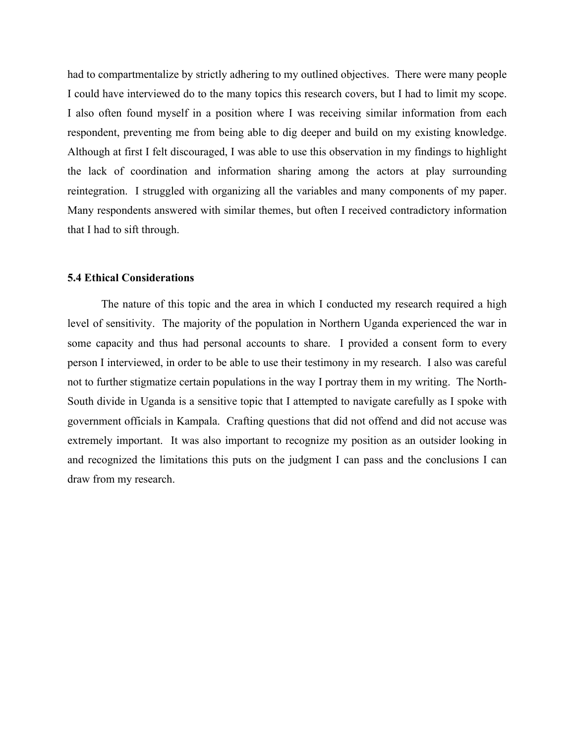had to compartmentalize by strictly adhering to my outlined objectives. There were many people I could have interviewed do to the many topics this research covers, but I had to limit my scope. I also often found myself in a position where I was receiving similar information from each respondent, preventing me from being able to dig deeper and build on my existing knowledge. Although at first I felt discouraged, I was able to use this observation in my findings to highlight the lack of coordination and information sharing among the actors at play surrounding reintegration. I struggled with organizing all the variables and many components of my paper. Many respondents answered with similar themes, but often I received contradictory information that I had to sift through.

### 5.4 Ethical Considerations

The nature of this topic and the area in which I conducted my research required a high level of sensitivity. The majority of the population in Northern Uganda experienced the war in some capacity and thus had personal accounts to share. I provided a consent form to every person I interviewed, in order to be able to use their testimony in my research. I also was careful not to further stigmatize certain populations in the way I portray them in my writing. The North-South divide in Uganda is a sensitive topic that I attempted to navigate carefully as I spoke with government officials in Kampala. Crafting questions that did not offend and did not accuse was extremely important. It was also important to recognize my position as an outsider looking in and recognized the limitations this puts on the judgment I can pass and the conclusions I can draw from my research.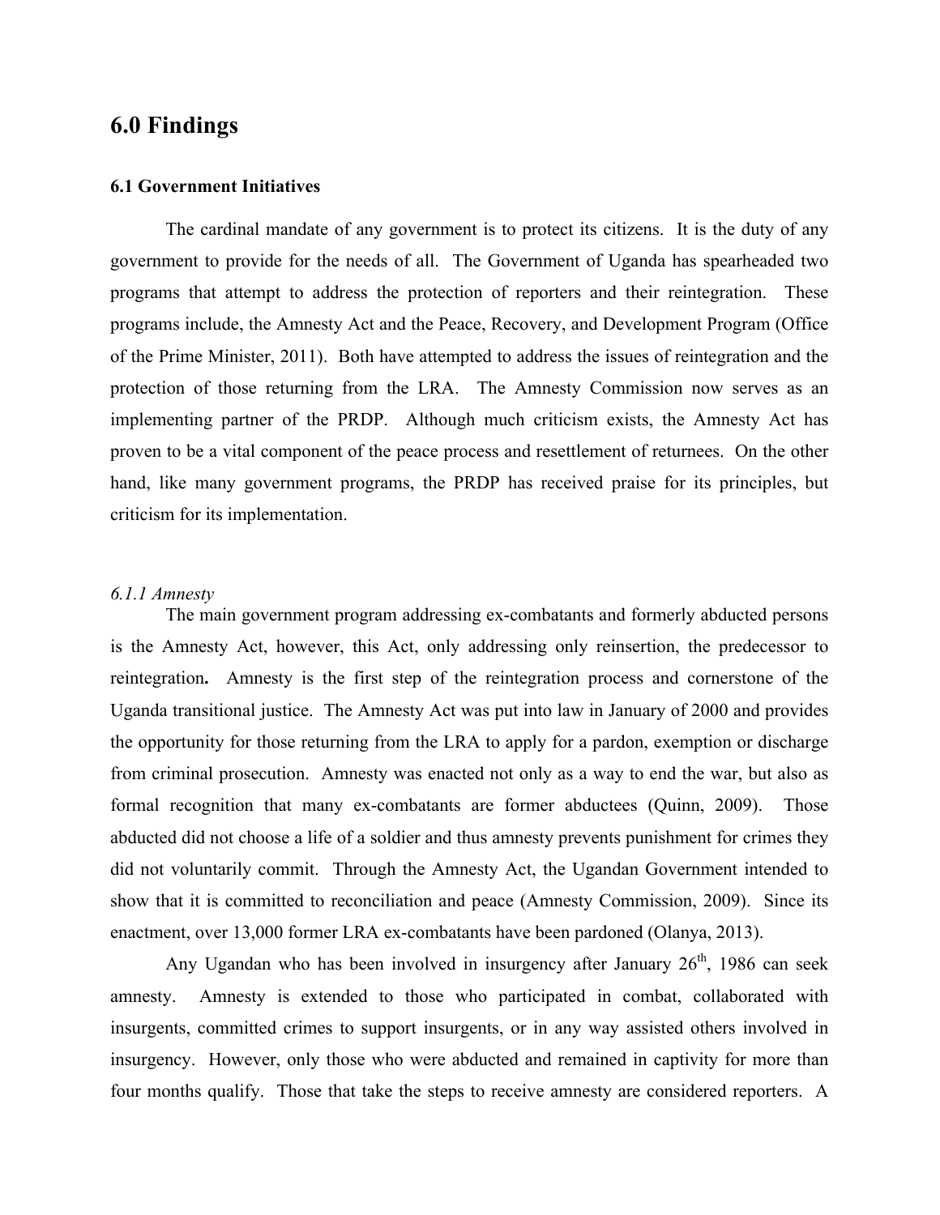## 6.0 Findings

### 6.1 Government Initiatives

The cardinal mandate of any government is to protect its citizens. It is the duty of any government to provide for the needs of all. The Government of Uganda has spearheaded two programs that attempt to address the protection of reporters and their reintegration. These programs include, the Amnesty Act and the Peace, Recovery, and Development Program (Office of the Prime Minister, 2011). Both have attempted to address the issues of reintegration and the protection of those returning from the LRA. The Amnesty Commission now serves as an implementing partner of the PRDP. Although much criticism exists, the Amnesty Act has proven to be a vital component of the peace process and resettlement of returnees. On the other hand, like many government programs, the PRDP has received praise for its principles, but criticism for its implementation.

#### *6.1.1 Amnesty*

The main government program addressing ex-combatants and formerly abducted persons is the Amnesty Act, however, this Act, only addressing only reinsertion, the predecessor to reintegration**.** Amnesty is the first step of the reintegration process and cornerstone of the Uganda transitional justice. The Amnesty Act was put into law in January of 2000 and provides the opportunity for those returning from the LRA to apply for a pardon, exemption or discharge from criminal prosecution. Amnesty was enacted not only as a way to end the war, but also as formal recognition that many ex-combatants are former abductees (Quinn, 2009). Those abducted did not choose a life of a soldier and thus amnesty prevents punishment for crimes they did not voluntarily commit. Through the Amnesty Act, the Ugandan Government intended to show that it is committed to reconciliation and peace (Amnesty Commission, 2009). Since its enactment, over 13,000 former LRA ex-combatants have been pardoned (Olanya, 2013).

Any Ugandan who has been involved in insurgency after January 26th, 1986 can seek amnesty. Amnesty is extended to those who participated in combat, collaborated with insurgents, committed crimes to support insurgents, or in any way assisted others involved in insurgency. However, only those who were abducted and remained in captivity for more than four months qualify. Those that take the steps to receive amnesty are considered reporters. A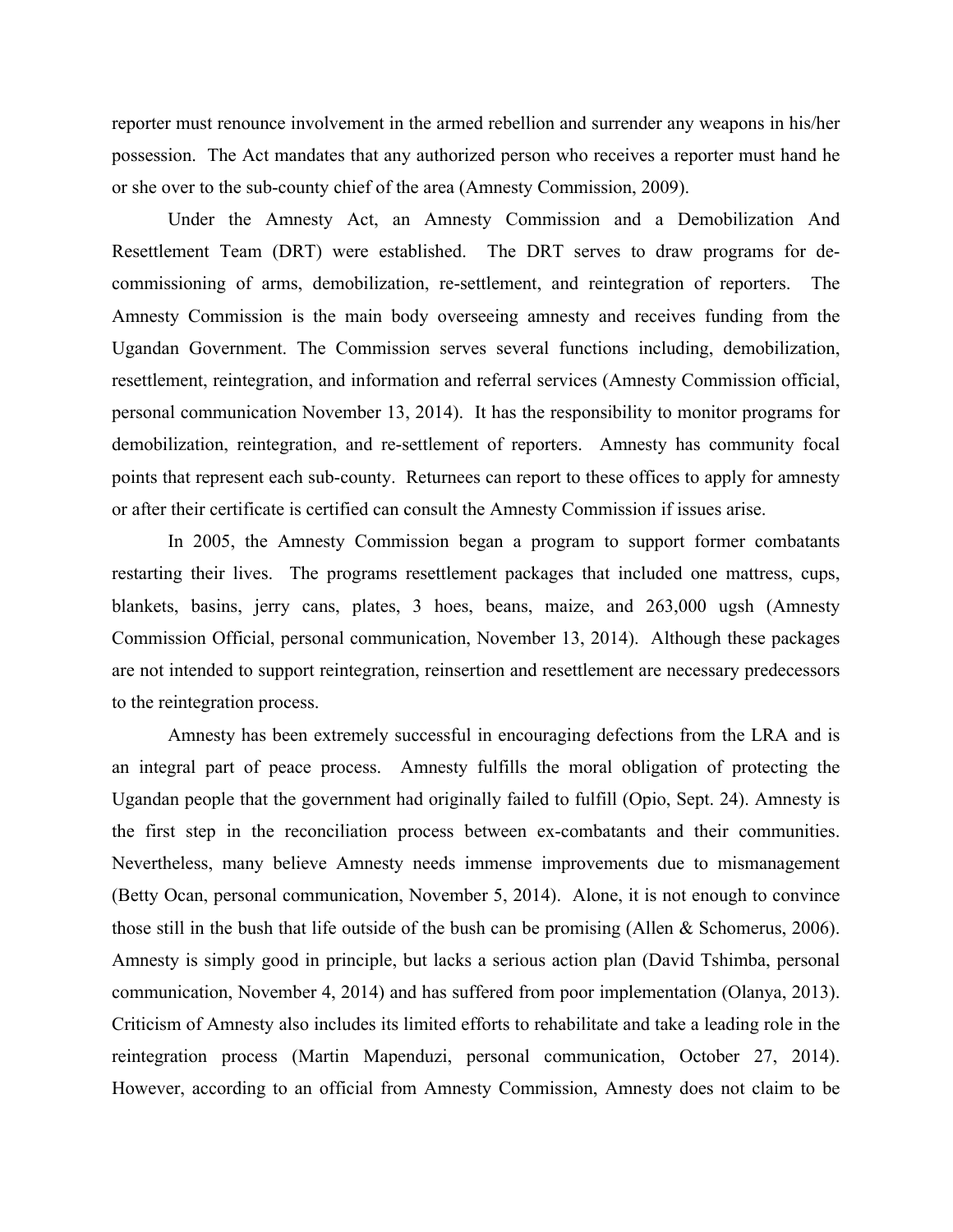reporter must renounce involvement in the armed rebellion and surrender any weapons in his/her possession. The Act mandates that any authorized person who receives a reporter must hand he or she over to the sub-county chief of the area (Amnesty Commission, 2009).

Under the Amnesty Act, an Amnesty Commission and a Demobilization And Resettlement Team (DRT) were established. The DRT serves to draw programs for de-commissioning of arms, demobilization, re-settlement, and reintegration of reporters. The Amnesty Commission is the main body overseeing amnesty and receives funding from the Ugandan Government. The Commission serves several functions including, demobilization, resettlement, reintegration, and information and referral services (Amnesty Commission official, personal communication November 13, 2014). It has the responsibility to monitor programs for demobilization, reintegration, and re-settlement of reporters. Amnesty has community focal points that represent each sub-county. Returnees can report to these offices to apply for amnesty or after their certificate is certified can consult the Amnesty Commission if issues arise.

In 2005, the Amnesty Commission began a program to support former combatants restarting their lives. The programs resettlement packages that included one mattress, cups, blankets, basins, jerry cans, plates, 3 hoes, beans, maize, and 263,000 ugsh (Amnesty Commission Official, personal communication, November 13, 2014). Although these packages are not intended to support reintegration, reinsertion and resettlement are necessary predecessors to the reintegration process.

Amnesty has been extremely successful in encouraging defections from the LRA and is an integral part of peace process. Amnesty fulfills the moral obligation of protecting the Ugandan people that the government had originally failed to fulfill (Opio, Sept. 24). Amnesty is the first step in the reconciliation process between ex-combatants and their communities. Nevertheless, many believe Amnesty needs immense improvements due to mismanagement (Betty Ocan, personal communication, November 5, 2014). Alone, it is not enough to convince those still in the bush that life outside of the bush can be promising (Allen & Schomerus, 2006). Amnesty is simply good in principle, but lacks a serious action plan (David Tshimba, personal communication, November 4, 2014) and has suffered from poor implementation (Olanya, 2013). Criticism of Amnesty also includes its limited efforts to rehabilitate and take a leading role in the reintegration process (Martin Mapenduzi, personal communication, October 27, 2014). However, according to an official from Amnesty Commission, Amnesty does not claim to be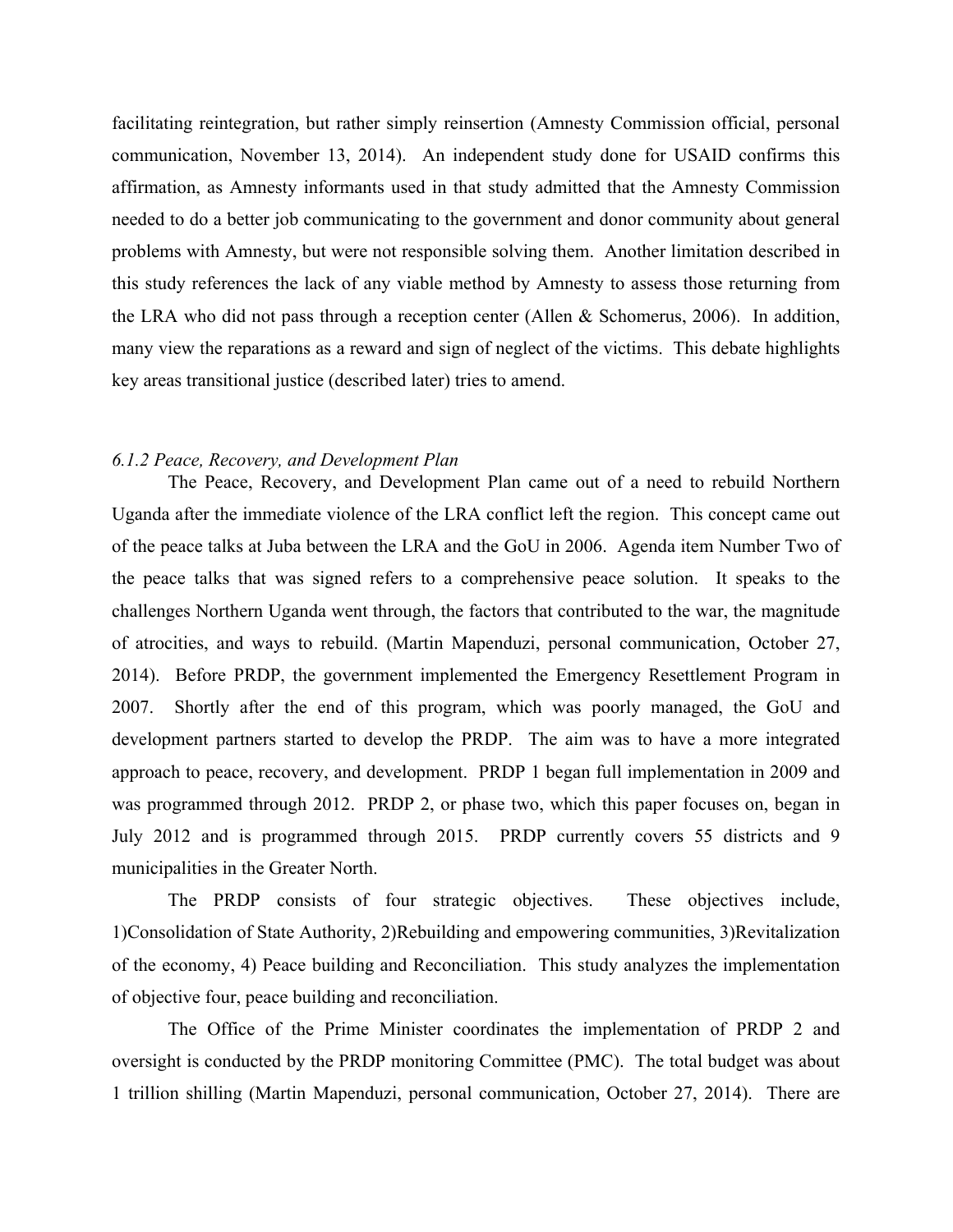facilitating reintegration, but rather simply reinsertion (Amnesty Commission official, personal communication, November 13, 2014). An independent study done for USAID confirms this affirmation, as Amnesty informants used in that study admitted that the Amnesty Commission needed to do a better job communicating to the government and donor community about general problems with Amnesty, but were not responsible solving them. Another limitation described in this study references the lack of any viable method by Amnesty to assess those returning from the LRA who did not pass through a reception center (Allen & Schomerus, 2006). In addition, many view the reparations as a reward and sign of neglect of the victims. This debate highlights key areas transitional justice (described later) tries to amend.

### *6.1.2 Peace, Recovery, and Development Plan*

The Peace, Recovery, and Development Plan came out of a need to rebuild Northern Uganda after the immediate violence of the LRA conflict left the region. This concept came out of the peace talks at Juba between the LRA and the GoU in 2006. Agenda item Number Two of the peace talks that was signed refers to a comprehensive peace solution. It speaks to the challenges Northern Uganda went through, the factors that contributed to the war, the magnitude of atrocities, and ways to rebuild. (Martin Mapenduzi, personal communication, October 27, 2014). Before PRDP, the government implemented the Emergency Resettlement Program in 2007. Shortly after the end of this program, which was poorly managed, the GoU and development partners started to develop the PRDP. The aim was to have a more integrated approach to peace, recovery, and development. PRDP 1 began full implementation in 2009 and was programmed through 2012. PRDP 2, or phase two, which this paper focuses on, began in July 2012 and is programmed through 2015. PRDP currently covers 55 districts and 9 municipalities in the Greater North.

The PRDP consists of four strategic objectives. These objectives include, 1)Consolidation of State Authority, 2)Rebuilding and empowering communities, 3)Revitalization of the economy, 4) Peace building and Reconciliation. This study analyzes the implementation of objective four, peace building and reconciliation.

The Office of the Prime Minister coordinates the implementation of PRDP 2 and oversight is conducted by the PRDP monitoring Committee (PMC). The total budget was about 1 trillion shilling (Martin Mapenduzi, personal communication, October 27, 2014). There are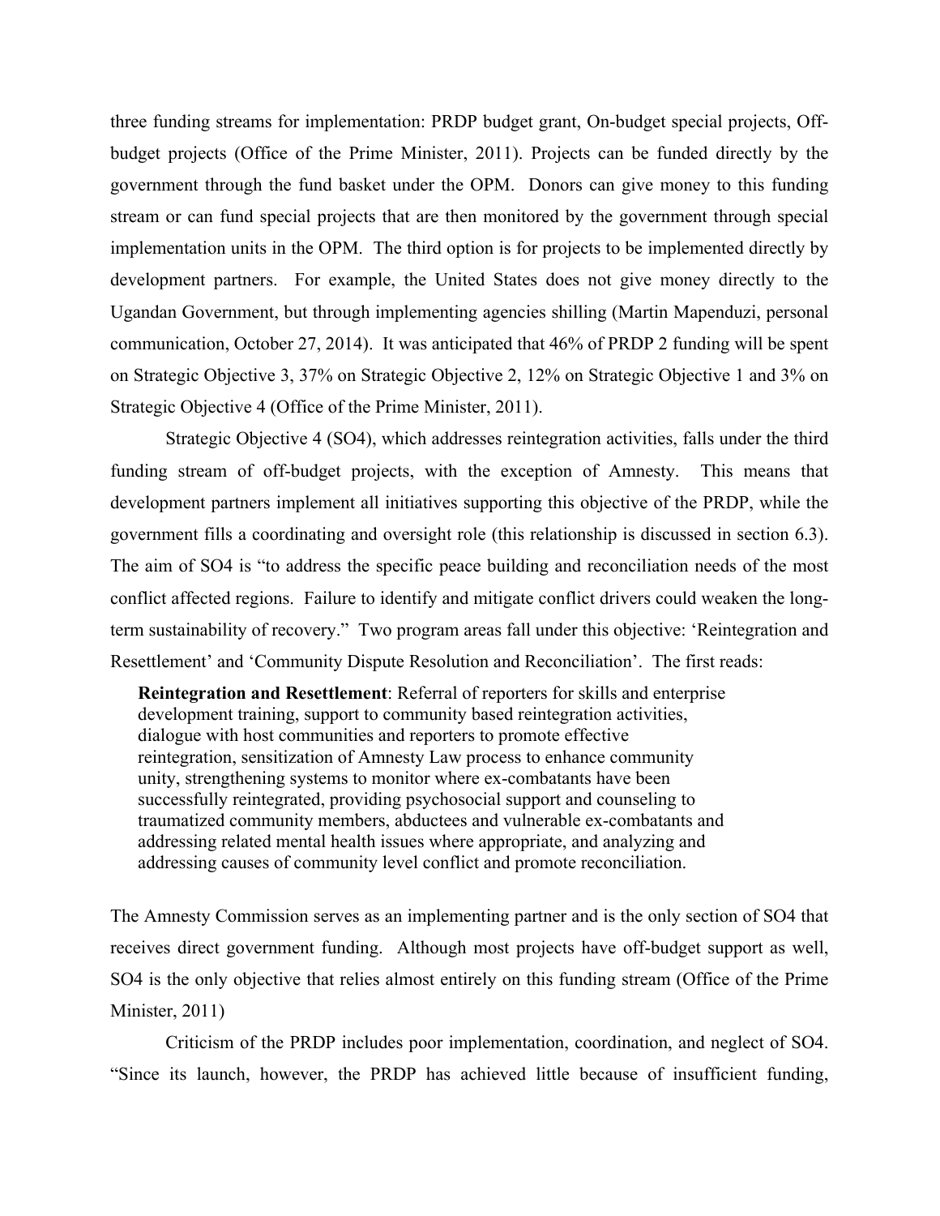three funding streams for implementation: PRDP budget grant, On-budget special projects, Off-budget projects (Office of the Prime Minister, 2011). Projects can be funded directly by the government through the fund basket under the OPM. Donors can give money to this funding stream or can fund special projects that are then monitored by the government through special implementation units in the OPM. The third option is for projects to be implemented directly by development partners. For example, the United States does not give money directly to the Ugandan Government, but through implementing agencies shilling (Martin Mapenduzi, personal communication, October 27, 2014). It was anticipated that 46% of PRDP 2 funding will be spent on Strategic Objective 3, 37% on Strategic Objective 2, 12% on Strategic Objective 1 and 3% on Strategic Objective 4 (Office of the Prime Minister, 2011).

Strategic Objective 4 (SO4), which addresses reintegration activities, falls under the third funding stream of off-budget projects, with the exception of Amnesty. This means that development partners implement all initiatives supporting this objective of the PRDP, while the government fills a coordinating and oversight role (this relationship is discussed in section 6.3). The aim of SO4 is "to address the specific peace building and reconciliation needs of the most conflict affected regions. Failure to identify and mitigate conflict drivers could weaken the long-term sustainability of recovery." Two program areas fall under this objective: 'Reintegration and Resettlement' and 'Community Dispute Resolution and Reconciliation'. The first reads:

> **Reintegration and Resettlement**: Referral of reporters for skills and enterprise development training, support to community based reintegration activities, dialogue with host communities and reporters to promote effective reintegration, sensitization of Amnesty Law process to enhance community unity, strengthening systems to monitor where ex-combatants have been successfully reintegrated, providing psychosocial support and counseling to traumatized community members, abductees and vulnerable ex-combatants and addressing related mental health issues where appropriate, and analyzing and addressing causes of community level conflict and promote reconciliation.

The Amnesty Commission serves as an implementing partner and is the only section of SO4 that receives direct government funding. Although most projects have off-budget support as well, SO4 is the only objective that relies almost entirely on this funding stream (Office of the Prime Minister, 2011)

Criticism of the PRDP includes poor implementation, coordination, and neglect of SO4. "Since its launch, however, the PRDP has achieved little because of insufficient funding,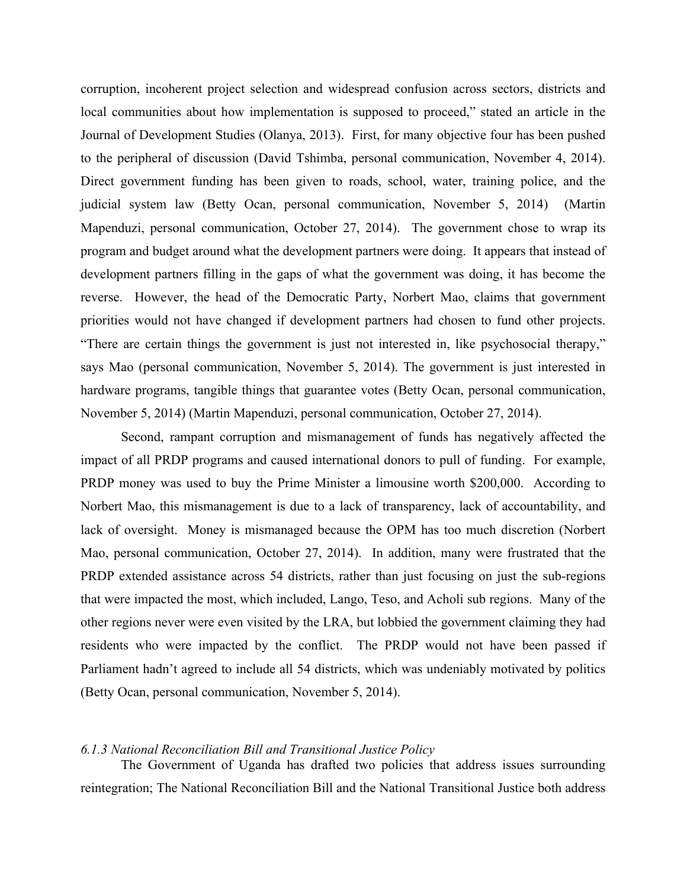corruption, incoherent project selection and widespread confusion across sectors, districts and local communities about how implementation is supposed to proceed," stated an article in the Journal of Development Studies (Olanya, 2013). First, for many objective four has been pushed to the peripheral of discussion (David Tshimba, personal communication, November 4, 2014). Direct government funding has been given to roads, school, water, training police, and the judicial system law (Betty Ocan, personal communication, November 5, 2014) (Martin Mapenduzi, personal communication, October 27, 2014). The government chose to wrap its program and budget around what the development partners were doing. It appears that instead of development partners filling in the gaps of what the government was doing, it has become the reverse. However, the head of the Democratic Party, Norbert Mao, claims that government priorities would not have changed if development partners had chosen to fund other projects. "There are certain things the government is just not interested in, like psychosocial therapy," says Mao (personal communication, November 5, 2014). The government is just interested in hardware programs, tangible things that guarantee votes (Betty Ocan, personal communication, November 5, 2014) (Martin Mapenduzi, personal communication, October 27, 2014).

Second, rampant corruption and mismanagement of funds has negatively affected the impact of all PRDP programs and caused international donors to pull of funding. For example, PRDP money was used to buy the Prime Minister a limousine worth $200,000. According to Norbert Mao, this mismanagement is due to a lack of transparency, lack of accountability, and lack of oversight. Money is mismanaged because the OPM has too much discretion (Norbert Mao, personal communication, October 27, 2014). In addition, many were frustrated that the PRDP extended assistance across 54 districts, rather than just focusing on just the sub-regions that were impacted the most, which included, Lango, Teso, and Acholi sub regions. Many of the other regions never were even visited by the LRA, but lobbied the government claiming they had residents who were impacted by the conflict. The PRDP would not have been passed if Parliament hadn't agreed to include all 54 districts, which was undeniably motivated by politics (Betty Ocan, personal communication, November 5, 2014).

*6.1.3 National Reconciliation Bill and Transitional Justice Policy*

The Government of Uganda has drafted two policies that address issues surrounding reintegration; The National Reconciliation Bill and the National Transitional Justice both address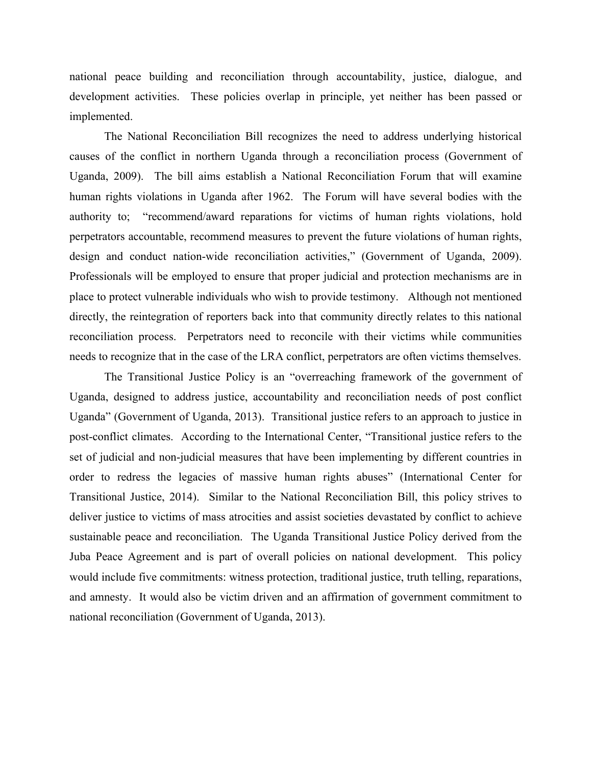national peace building and reconciliation through accountability, justice, dialogue, and development activities. These policies overlap in principle, yet neither has been passed or implemented.

The National Reconciliation Bill recognizes the need to address underlying historical causes of the conflict in northern Uganda through a reconciliation process (Government of Uganda, 2009). The bill aims establish a National Reconciliation Forum that will examine human rights violations in Uganda after 1962. The Forum will have several bodies with the authority to; "recommend/award reparations for victims of human rights violations, hold perpetrators accountable, recommend measures to prevent the future violations of human rights, design and conduct nation-wide reconciliation activities," (Government of Uganda, 2009). Professionals will be employed to ensure that proper judicial and protection mechanisms are in place to protect vulnerable individuals who wish to provide testimony. Although not mentioned directly, the reintegration of reporters back into that community directly relates to this national reconciliation process. Perpetrators need to reconcile with their victims while communities needs to recognize that in the case of the LRA conflict, perpetrators are often victims themselves.

The Transitional Justice Policy is an "overreaching framework of the government of Uganda, designed to address justice, accountability and reconciliation needs of post conflict Uganda" (Government of Uganda, 2013). Transitional justice refers to an approach to justice in post-conflict climates. According to the International Center, "Transitional justice refers to the set of judicial and non-judicial measures that have been implementing by different countries in order to redress the legacies of massive human rights abuses" (International Center for Transitional Justice, 2014). Similar to the National Reconciliation Bill, this policy strives to deliver justice to victims of mass atrocities and assist societies devastated by conflict to achieve sustainable peace and reconciliation. The Uganda Transitional Justice Policy derived from the Juba Peace Agreement and is part of overall policies on national development. This policy would include five commitments: witness protection, traditional justice, truth telling, reparations, and amnesty. It would also be victim driven and an affirmation of government commitment to national reconciliation (Government of Uganda, 2013).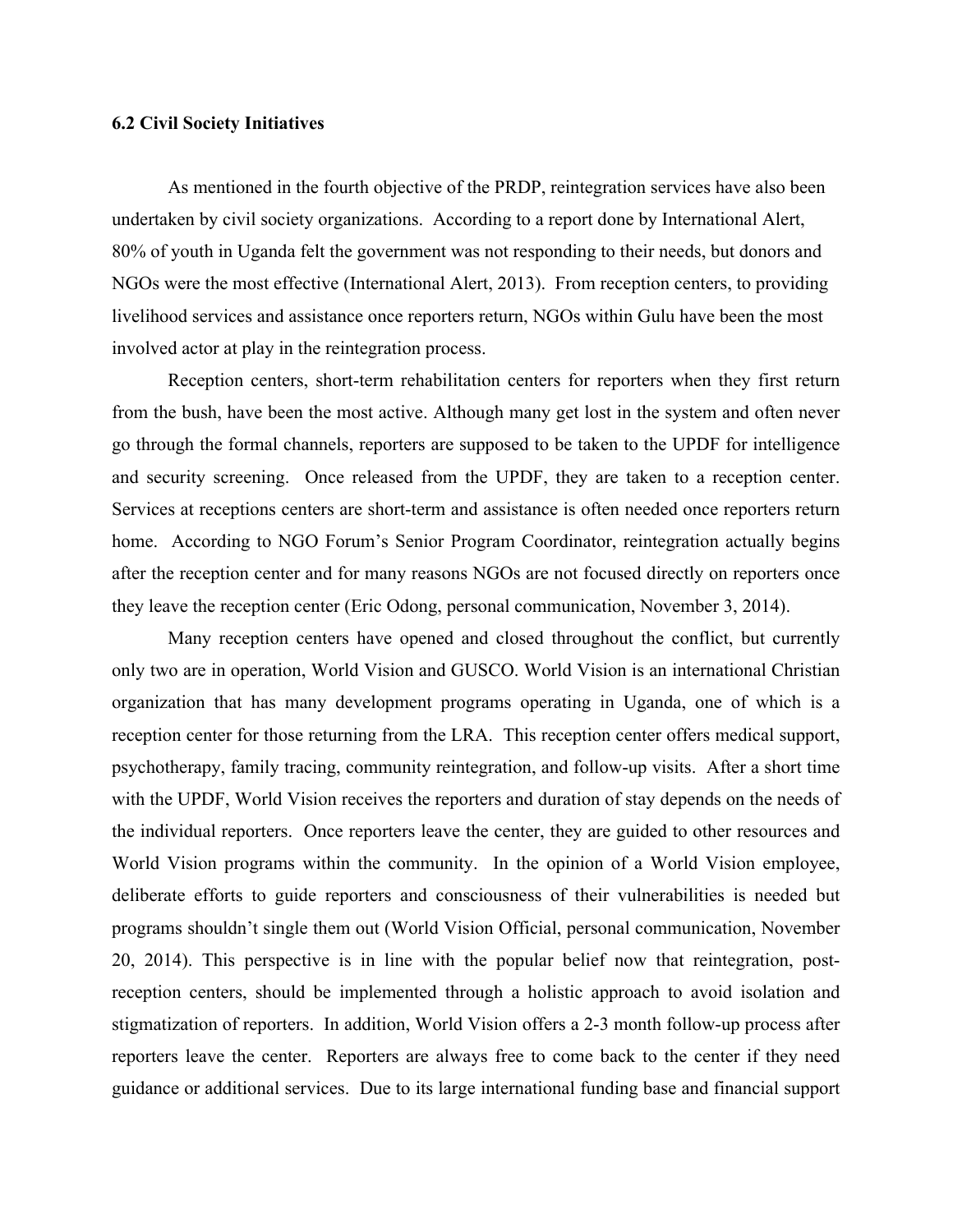### 6.2 Civil Society Initiatives

As mentioned in the fourth objective of the PRDP, reintegration services have also been undertaken by civil society organizations. According to a report done by International Alert, 80% of youth in Uganda felt the government was not responding to their needs, but donors and NGOs were the most effective (International Alert, 2013). From reception centers, to providing livelihood services and assistance once reporters return, NGOs within Gulu have been the most involved actor at play in the reintegration process.

Reception centers, short-term rehabilitation centers for reporters when they first return from the bush, have been the most active. Although many get lost in the system and often never go through the formal channels, reporters are supposed to be taken to the UPDF for intelligence and security screening. Once released from the UPDF, they are taken to a reception center. Services at receptions centers are short-term and assistance is often needed once reporters return home. According to NGO Forum's Senior Program Coordinator, reintegration actually begins after the reception center and for many reasons NGOs are not focused directly on reporters once they leave the reception center (Eric Odong, personal communication, November 3, 2014).

Many reception centers have opened and closed throughout the conflict, but currently only two are in operation, World Vision and GUSCO. World Vision is an international Christian organization that has many development programs operating in Uganda, one of which is a reception center for those returning from the LRA. This reception center offers medical support, psychotherapy, family tracing, community reintegration, and follow-up visits. After a short time with the UPDF, World Vision receives the reporters and duration of stay depends on the needs of the individual reporters. Once reporters leave the center, they are guided to other resources and World Vision programs within the community. In the opinion of a World Vision employee, deliberate efforts to guide reporters and consciousness of their vulnerabilities is needed but programs shouldn't single them out (World Vision Official, personal communication, November 20, 2014). This perspective is in line with the popular belief now that reintegration, post-reception centers, should be implemented through a holistic approach to avoid isolation and stigmatization of reporters. In addition, World Vision offers a 2-3 month follow-up process after reporters leave the center. Reporters are always free to come back to the center if they need guidance or additional services. Due to its large international funding base and financial support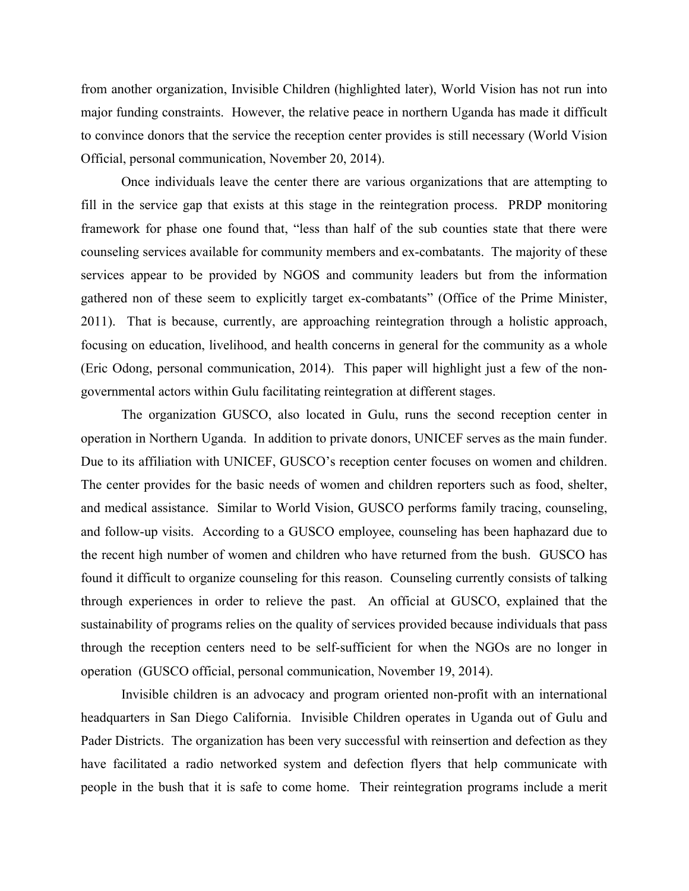from another organization, Invisible Children (highlighted later), World Vision has not run into major funding constraints. However, the relative peace in northern Uganda has made it difficult to convince donors that the service the reception center provides is still necessary (World Vision Official, personal communication, November 20, 2014).

Once individuals leave the center there are various organizations that are attempting to fill in the service gap that exists at this stage in the reintegration process. PRDP monitoring framework for phase one found that, "less than half of the sub counties state that there were counseling services available for community members and ex-combatants. The majority of these services appear to be provided by NGOS and community leaders but from the information gathered non of these seem to explicitly target ex-combatants" (Office of the Prime Minister, 2011). That is because, currently, are approaching reintegration through a holistic approach, focusing on education, livelihood, and health concerns in general for the community as a whole (Eric Odong, personal communication, 2014). This paper will highlight just a few of the non-governmental actors within Gulu facilitating reintegration at different stages.

The organization GUSCO, also located in Gulu, runs the second reception center in operation in Northern Uganda. In addition to private donors, UNICEF serves as the main funder. Due to its affiliation with UNICEF, GUSCO's reception center focuses on women and children. The center provides for the basic needs of women and children reporters such as food, shelter, and medical assistance. Similar to World Vision, GUSCO performs family tracing, counseling, and follow-up visits. According to a GUSCO employee, counseling has been haphazard due to the recent high number of women and children who have returned from the bush. GUSCO has found it difficult to organize counseling for this reason. Counseling currently consists of talking through experiences in order to relieve the past. An official at GUSCO, explained that the sustainability of programs relies on the quality of services provided because individuals that pass through the reception centers need to be self-sufficient for when the NGOs are no longer in operation (GUSCO official, personal communication, November 19, 2014).

Invisible children is an advocacy and program oriented non-profit with an international headquarters in San Diego California. Invisible Children operates in Uganda out of Gulu and Pader Districts. The organization has been very successful with reinsertion and defection as they have facilitated a radio networked system and defection flyers that help communicate with people in the bush that it is safe to come home. Their reintegration programs include a merit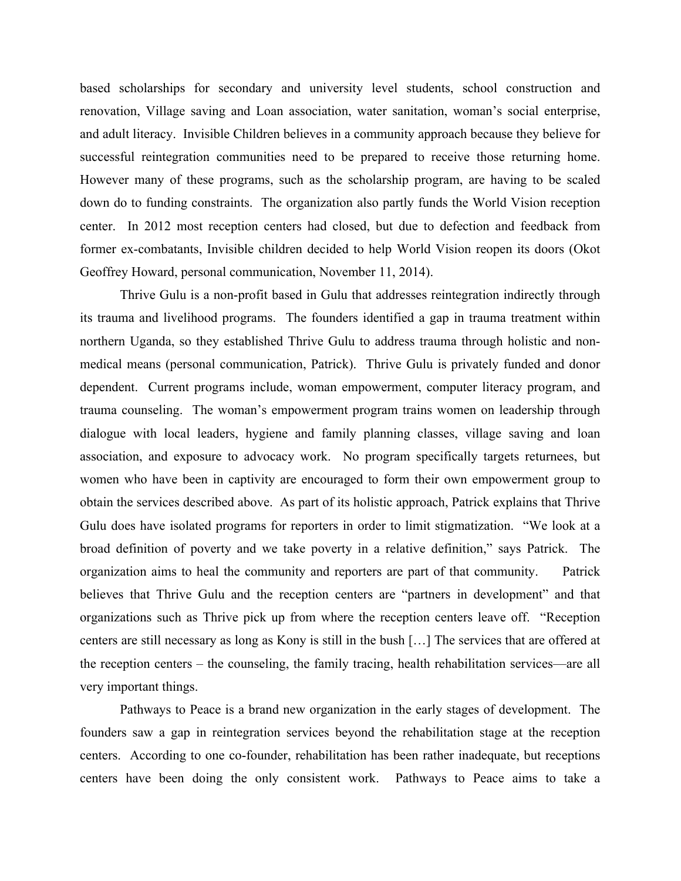based scholarships for secondary and university level students, school construction and renovation, Village saving and Loan association, water sanitation, woman's social enterprise, and adult literacy. Invisible Children believes in a community approach because they believe for successful reintegration communities need to be prepared to receive those returning home. However many of these programs, such as the scholarship program, are having to be scaled down do to funding constraints. The organization also partly funds the World Vision reception center. In 2012 most reception centers had closed, but due to defection and feedback from former ex-combatants, Invisible children decided to help World Vision reopen its doors (Okot Geoffrey Howard, personal communication, November 11, 2014).

Thrive Gulu is a non-profit based in Gulu that addresses reintegration indirectly through its trauma and livelihood programs. The founders identified a gap in trauma treatment within northern Uganda, so they established Thrive Gulu to address trauma through holistic and non-medical means (personal communication, Patrick). Thrive Gulu is privately funded and donor dependent. Current programs include, woman empowerment, computer literacy program, and trauma counseling. The woman's empowerment program trains women on leadership through dialogue with local leaders, hygiene and family planning classes, village saving and loan association, and exposure to advocacy work. No program specifically targets returnees, but women who have been in captivity are encouraged to form their own empowerment group to obtain the services described above. As part of its holistic approach, Patrick explains that Thrive Gulu does have isolated programs for reporters in order to limit stigmatization. "We look at a broad definition of poverty and we take poverty in a relative definition," says Patrick. The organization aims to heal the community and reporters are part of that community. Patrick believes that Thrive Gulu and the reception centers are "partners in development" and that organizations such as Thrive pick up from where the reception centers leave off. "Reception centers are still necessary as long as Kony is still in the bush […] The services that are offered at the reception centers – the counseling, the family tracing, health rehabilitation services—are all very important things.

Pathways to Peace is a brand new organization in the early stages of development. The founders saw a gap in reintegration services beyond the rehabilitation stage at the reception centers. According to one co-founder, rehabilitation has been rather inadequate, but receptions centers have been doing the only consistent work. Pathways to Peace aims to take a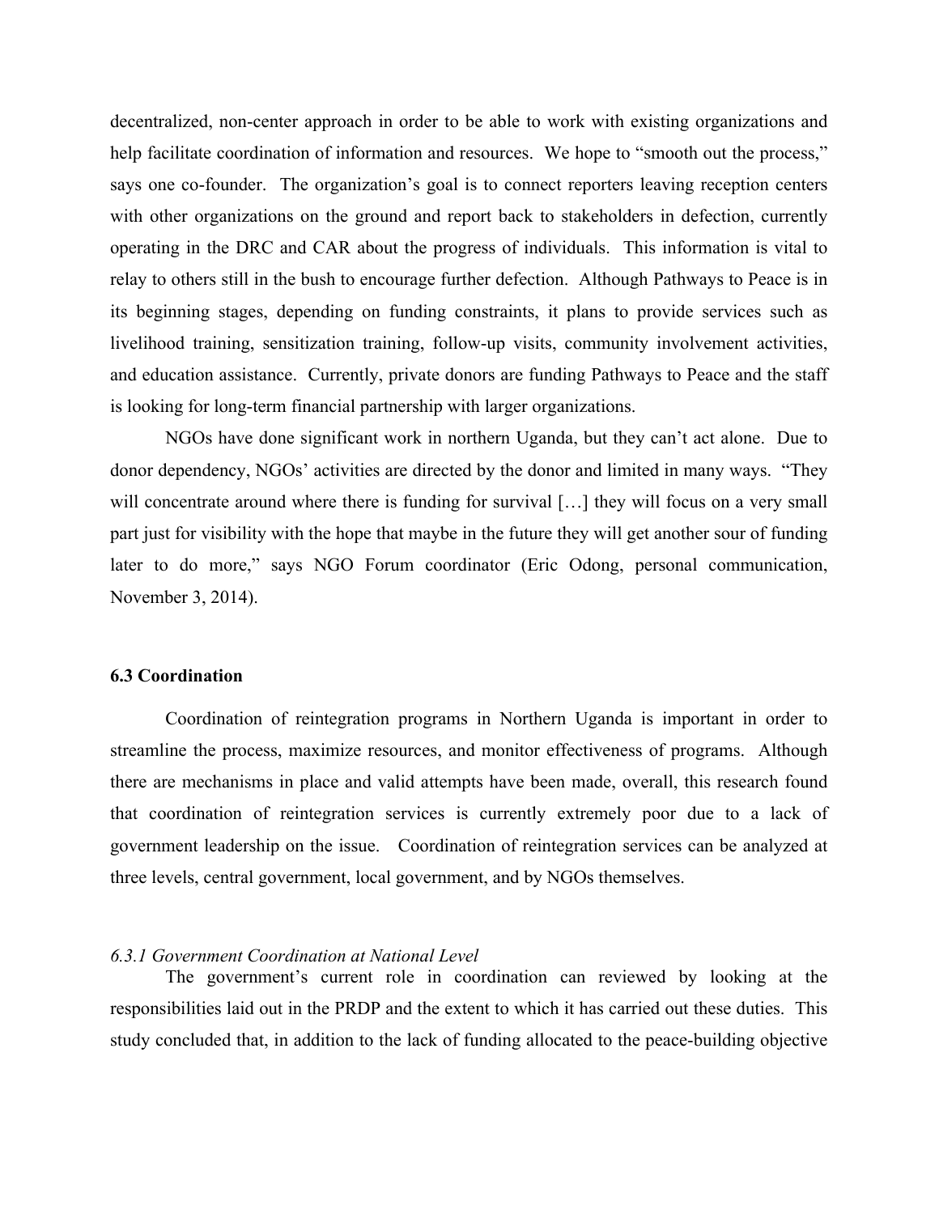decentralized, non-center approach in order to be able to work with existing organizations and help facilitate coordination of information and resources. We hope to "smooth out the process," says one co-founder. The organization's goal is to connect reporters leaving reception centers with other organizations on the ground and report back to stakeholders in defection, currently operating in the DRC and CAR about the progress of individuals. This information is vital to relay to others still in the bush to encourage further defection. Although Pathways to Peace is in its beginning stages, depending on funding constraints, it plans to provide services such as livelihood training, sensitization training, follow-up visits, community involvement activities, and education assistance. Currently, private donors are funding Pathways to Peace and the staff is looking for long-term financial partnership with larger organizations.

NGOs have done significant work in northern Uganda, but they can't act alone. Due to donor dependency, NGOs' activities are directed by the donor and limited in many ways. "They will concentrate around where there is funding for survival […] they will focus on a very small part just for visibility with the hope that maybe in the future they will get another sour of funding later to do more," says NGO Forum coordinator (Eric Odong, personal communication, November 3, 2014).

### 6.3 Coordination

Coordination of reintegration programs in Northern Uganda is important in order to streamline the process, maximize resources, and monitor effectiveness of programs. Although there are mechanisms in place and valid attempts have been made, overall, this research found that coordination of reintegration services is currently extremely poor due to a lack of government leadership on the issue. Coordination of reintegration services can be analyzed at three levels, central government, local government, and by NGOs themselves.

#### *6.3.1 Government Coordination at National Level*

The government's current role in coordination can reviewed by looking at the responsibilities laid out in the PRDP and the extent to which it has carried out these duties. This study concluded that, in addition to the lack of funding allocated to the peace-building objective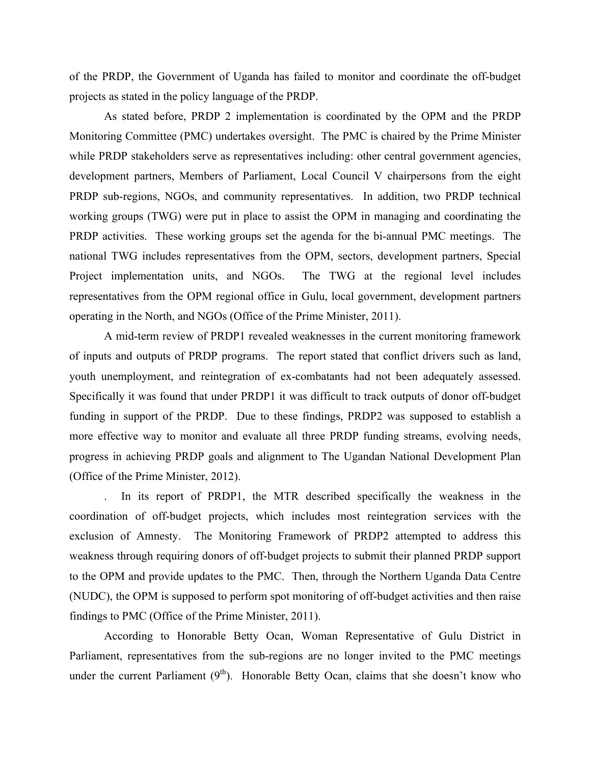of the PRDP, the Government of Uganda has failed to monitor and coordinate the off-budget projects as stated in the policy language of the PRDP.

As stated before, PRDP 2 implementation is coordinated by the OPM and the PRDP Monitoring Committee (PMC) undertakes oversight. The PMC is chaired by the Prime Minister while PRDP stakeholders serve as representatives including: other central government agencies, development partners, Members of Parliament, Local Council V chairpersons from the eight PRDP sub-regions, NGOs, and community representatives. In addition, two PRDP technical working groups (TWG) were put in place to assist the OPM in managing and coordinating the PRDP activities. These working groups set the agenda for the bi-annual PMC meetings. The national TWG includes representatives from the OPM, sectors, development partners, Special Project implementation units, and NGOs. The TWG at the regional level includes representatives from the OPM regional office in Gulu, local government, development partners operating in the North, and NGOs (Office of the Prime Minister, 2011).

A mid-term review of PRDP1 revealed weaknesses in the current monitoring framework of inputs and outputs of PRDP programs. The report stated that conflict drivers such as land, youth unemployment, and reintegration of ex-combatants had not been adequately assessed. Specifically it was found that under PRDP1 it was difficult to track outputs of donor off-budget funding in support of the PRDP. Due to these findings, PRDP2 was supposed to establish a more effective way to monitor and evaluate all three PRDP funding streams, evolving needs, progress in achieving PRDP goals and alignment to The Ugandan National Development Plan (Office of the Prime Minister, 2012).

. In its report of PRDP1, the MTR described specifically the weakness in the coordination of off-budget projects, which includes most reintegration services with the exclusion of Amnesty. The Monitoring Framework of PRDP2 attempted to address this weakness through requiring donors of off-budget projects to submit their planned PRDP support to the OPM and provide updates to the PMC. Then, through the Northern Uganda Data Centre (NUDC), the OPM is supposed to perform spot monitoring of off-budget activities and then raise findings to PMC (Office of the Prime Minister, 2011).

According to Honorable Betty Ocan, Woman Representative of Gulu District in Parliament, representatives from the sub-regions are no longer invited to the PMC meetings under the current Parliament (9th). Honorable Betty Ocan, claims that she doesn't know who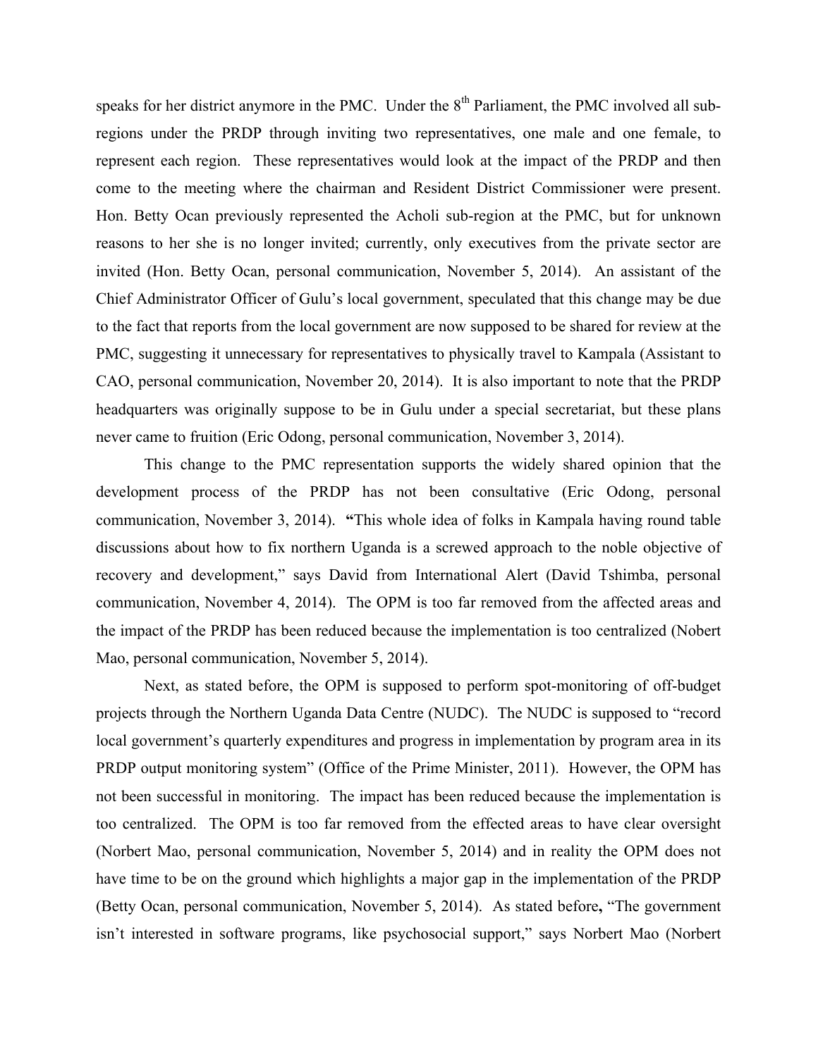speaks for her district anymore in the PMC. Under the 8th Parliament, the PMC involved all sub-regions under the PRDP through inviting two representatives, one male and one female, to represent each region. These representatives would look at the impact of the PRDP and then come to the meeting where the chairman and Resident District Commissioner were present. Hon. Betty Ocan previously represented the Acholi sub-region at the PMC, but for unknown reasons to her she is no longer invited; currently, only executives from the private sector are invited (Hon. Betty Ocan, personal communication, November 5, 2014). An assistant of the Chief Administrator Officer of Gulu's local government, speculated that this change may be due to the fact that reports from the local government are now supposed to be shared for review at the PMC, suggesting it unnecessary for representatives to physically travel to Kampala (Assistant to CAO, personal communication, November 20, 2014). It is also important to note that the PRDP headquarters was originally suppose to be in Gulu under a special secretariat, but these plans never came to fruition (Eric Odong, personal communication, November 3, 2014).

This change to the PMC representation supports the widely shared opinion that the development process of the PRDP has not been consultative (Eric Odong, personal communication, November 3, 2014). **"**This whole idea of folks in Kampala having round table discussions about how to fix northern Uganda is a screwed approach to the noble objective of recovery and development," says David from International Alert (David Tshimba, personal communication, November 4, 2014). The OPM is too far removed from the affected areas and the impact of the PRDP has been reduced because the implementation is too centralized (Nobert Mao, personal communication, November 5, 2014).

Next, as stated before, the OPM is supposed to perform spot-monitoring of off-budget projects through the Northern Uganda Data Centre (NUDC). The NUDC is supposed to "record local government's quarterly expenditures and progress in implementation by program area in its PRDP output monitoring system" (Office of the Prime Minister, 2011). However, the OPM has not been successful in monitoring. The impact has been reduced because the implementation is too centralized. The OPM is too far removed from the effected areas to have clear oversight (Norbert Mao, personal communication, November 5, 2014) and in reality the OPM does not have time to be on the ground which highlights a major gap in the implementation of the PRDP (Betty Ocan, personal communication, November 5, 2014). As stated before**,** "The government isn't interested in software programs, like psychosocial support," says Norbert Mao (Norbert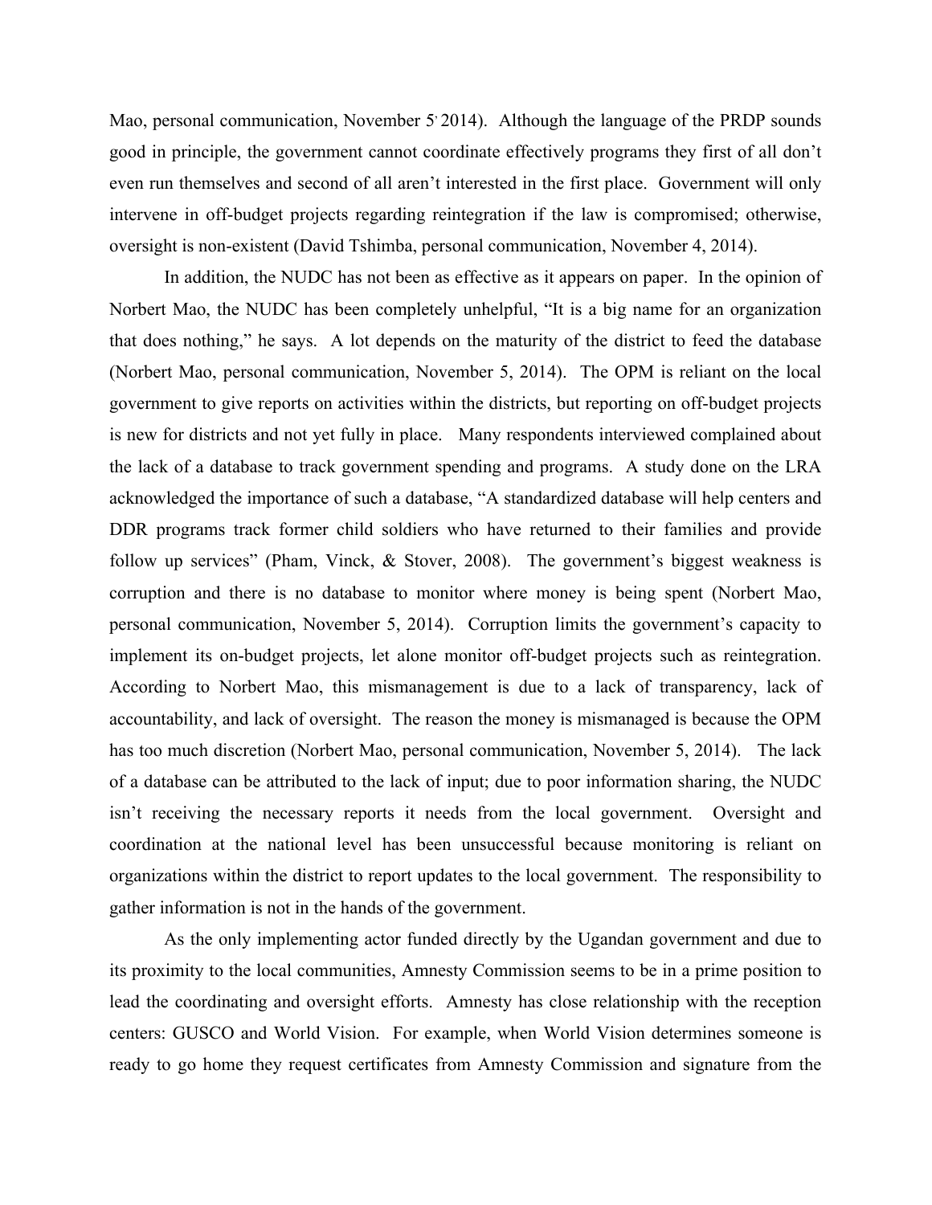Mao, personal communication, November 5, 2014). Although the language of the PRDP sounds good in principle, the government cannot coordinate effectively programs they first of all don't even run themselves and second of all aren't interested in the first place. Government will only intervene in off-budget projects regarding reintegration if the law is compromised; otherwise, oversight is non-existent (David Tshimba, personal communication, November 4, 2014).

In addition, the NUDC has not been as effective as it appears on paper. In the opinion of Norbert Mao, the NUDC has been completely unhelpful, "It is a big name for an organization that does nothing," he says. A lot depends on the maturity of the district to feed the database (Norbert Mao, personal communication, November 5, 2014). The OPM is reliant on the local government to give reports on activities within the districts, but reporting on off-budget projects is new for districts and not yet fully in place. Many respondents interviewed complained about the lack of a database to track government spending and programs. A study done on the LRA acknowledged the importance of such a database, "A standardized database will help centers and DDR programs track former child soldiers who have returned to their families and provide follow up services" (Pham, Vinck, & Stover, 2008). The government's biggest weakness is corruption and there is no database to monitor where money is being spent (Norbert Mao, personal communication, November 5, 2014). Corruption limits the government's capacity to implement its on-budget projects, let alone monitor off-budget projects such as reintegration. According to Norbert Mao, this mismanagement is due to a lack of transparency, lack of accountability, and lack of oversight. The reason the money is mismanaged is because the OPM has too much discretion (Norbert Mao, personal communication, November 5, 2014). The lack of a database can be attributed to the lack of input; due to poor information sharing, the NUDC isn't receiving the necessary reports it needs from the local government. Oversight and coordination at the national level has been unsuccessful because monitoring is reliant on organizations within the district to report updates to the local government. The responsibility to gather information is not in the hands of the government.

As the only implementing actor funded directly by the Ugandan government and due to its proximity to the local communities, Amnesty Commission seems to be in a prime position to lead the coordinating and oversight efforts. Amnesty has close relationship with the reception centers: GUSCO and World Vision. For example, when World Vision determines someone is ready to go home they request certificates from Amnesty Commission and signature from the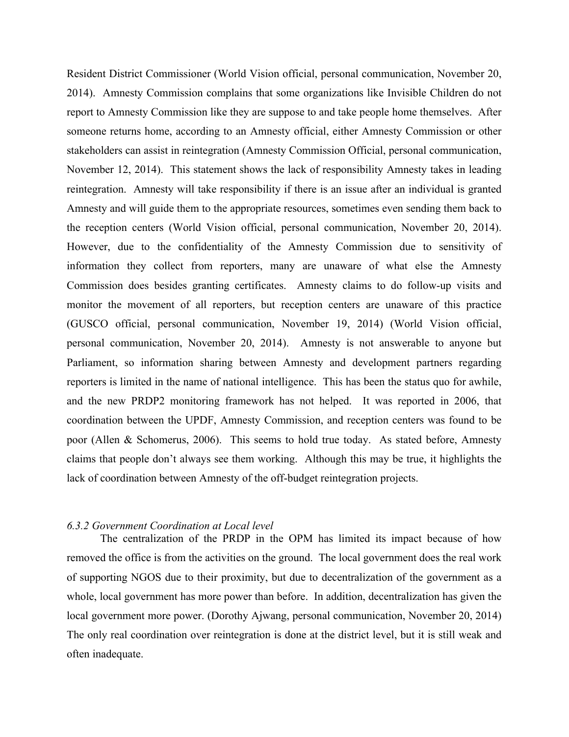Resident District Commissioner (World Vision official, personal communication, November 20, 2014). Amnesty Commission complains that some organizations like Invisible Children do not report to Amnesty Commission like they are suppose to and take people home themselves. After someone returns home, according to an Amnesty official, either Amnesty Commission or other stakeholders can assist in reintegration (Amnesty Commission Official, personal communication, November 12, 2014). This statement shows the lack of responsibility Amnesty takes in leading reintegration. Amnesty will take responsibility if there is an issue after an individual is granted Amnesty and will guide them to the appropriate resources, sometimes even sending them back to the reception centers (World Vision official, personal communication, November 20, 2014). However, due to the confidentiality of the Amnesty Commission due to sensitivity of information they collect from reporters, many are unaware of what else the Amnesty Commission does besides granting certificates. Amnesty claims to do follow-up visits and monitor the movement of all reporters, but reception centers are unaware of this practice (GUSCO official, personal communication, November 19, 2014) (World Vision official, personal communication, November 20, 2014). Amnesty is not answerable to anyone but Parliament, so information sharing between Amnesty and development partners regarding reporters is limited in the name of national intelligence. This has been the status quo for awhile, and the new PRDP2 monitoring framework has not helped. It was reported in 2006, that coordination between the UPDF, Amnesty Commission, and reception centers was found to be poor (Allen & Schomerus, 2006). This seems to hold true today. As stated before, Amnesty claims that people don't always see them working. Although this may be true, it highlights the lack of coordination between Amnesty of the off-budget reintegration projects.

### *6.3.2 Government Coordination at Local level*

The centralization of the PRDP in the OPM has limited its impact because of how removed the office is from the activities on the ground. The local government does the real work of supporting NGOS due to their proximity, but due to decentralization of the government as a whole, local government has more power than before. In addition, decentralization has given the local government more power. (Dorothy Ajwang, personal communication, November 20, 2014) The only real coordination over reintegration is done at the district level, but it is still weak and often inadequate.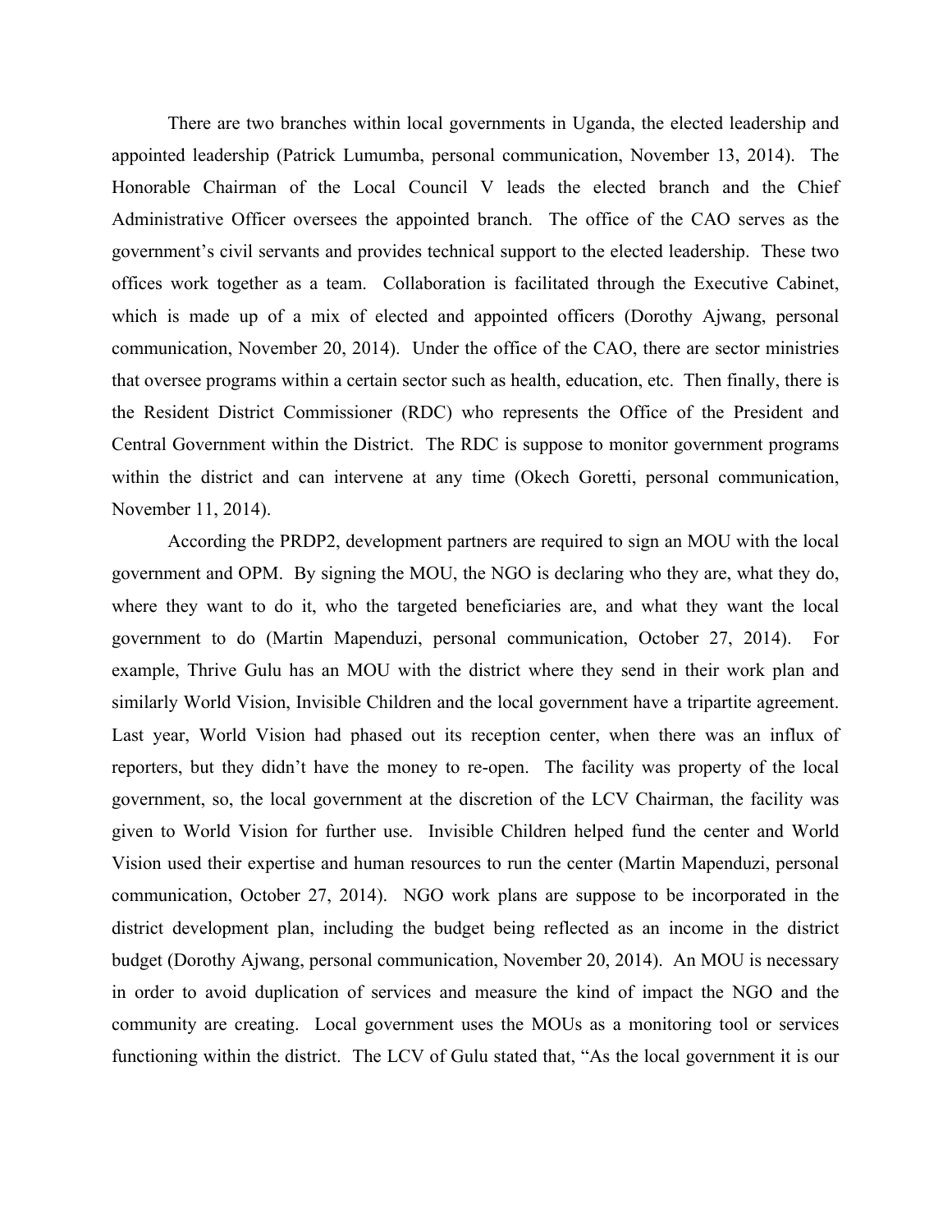There are two branches within local governments in Uganda, the elected leadership and appointed leadership (Patrick Lumumba, personal communication, November 13, 2014). The Honorable Chairman of the Local Council V leads the elected branch and the Chief Administrative Officer oversees the appointed branch. The office of the CAO serves as the government's civil servants and provides technical support to the elected leadership. These two offices work together as a team. Collaboration is facilitated through the Executive Cabinet, which is made up of a mix of elected and appointed officers (Dorothy Ajwang, personal communication, November 20, 2014). Under the office of the CAO, there are sector ministries that oversee programs within a certain sector such as health, education, etc. Then finally, there is the Resident District Commissioner (RDC) who represents the Office of the President and Central Government within the District. The RDC is suppose to monitor government programs within the district and can intervene at any time (Okech Goretti, personal communication, November 11, 2014).

According the PRDP2, development partners are required to sign an MOU with the local government and OPM. By signing the MOU, the NGO is declaring who they are, what they do, where they want to do it, who the targeted beneficiaries are, and what they want the local government to do (Martin Mapenduzi, personal communication, October 27, 2014). For example, Thrive Gulu has an MOU with the district where they send in their work plan and similarly World Vision, Invisible Children and the local government have a tripartite agreement. Last year, World Vision had phased out its reception center, when there was an influx of reporters, but they didn't have the money to re-open. The facility was property of the local government, so, the local government at the discretion of the LCV Chairman, the facility was given to World Vision for further use. Invisible Children helped fund the center and World Vision used their expertise and human resources to run the center (Martin Mapenduzi, personal communication, October 27, 2014). NGO work plans are suppose to be incorporated in the district development plan, including the budget being reflected as an income in the district budget (Dorothy Ajwang, personal communication, November 20, 2014). An MOU is necessary in order to avoid duplication of services and measure the kind of impact the NGO and the community are creating. Local government uses the MOUs as a monitoring tool or services functioning within the district. The LCV of Gulu stated that, "As the local government it is our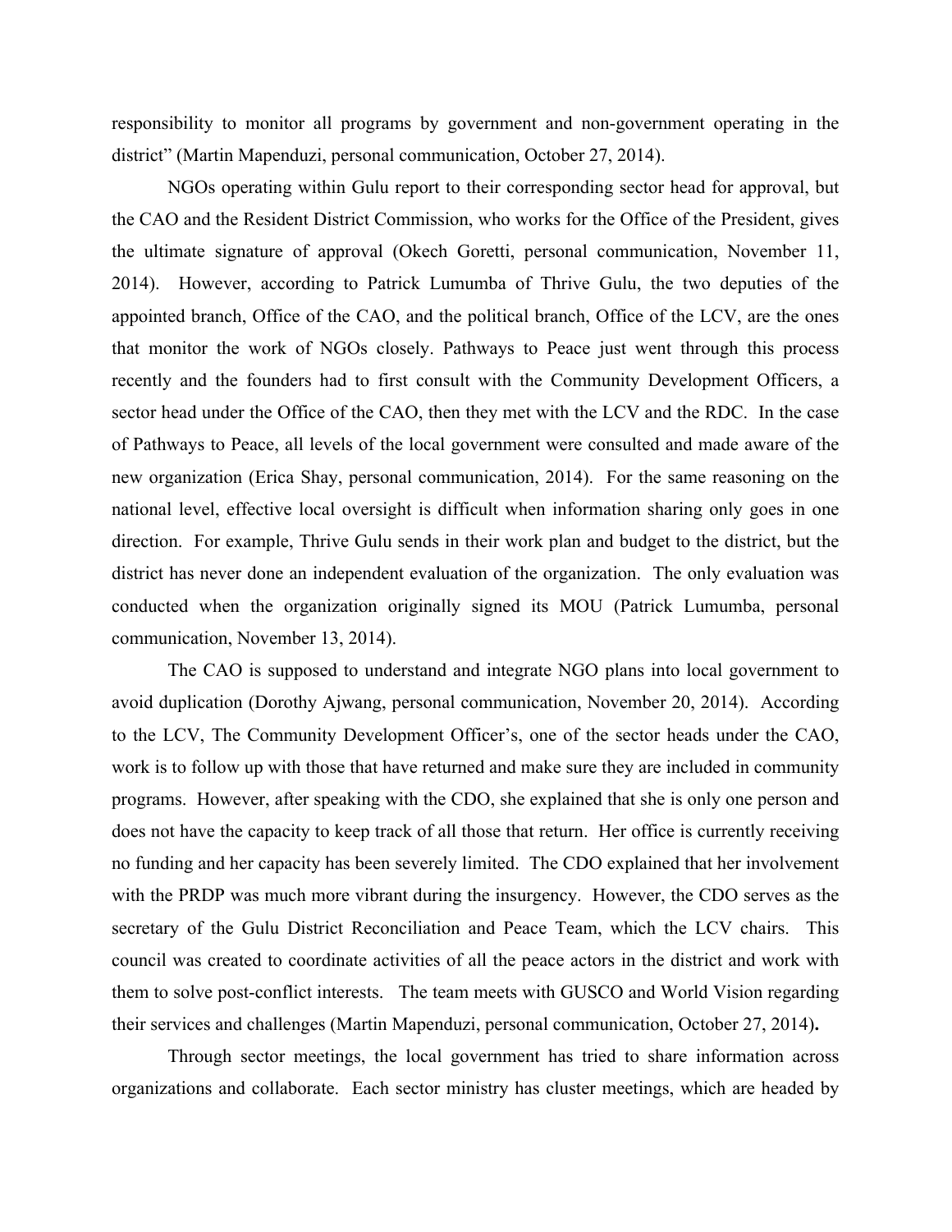responsibility to monitor all programs by government and non-government operating in the district" (Martin Mapenduzi, personal communication, October 27, 2014).

NGOs operating within Gulu report to their corresponding sector head for approval, but the CAO and the Resident District Commission, who works for the Office of the President, gives the ultimate signature of approval (Okech Goretti, personal communication, November 11, 2014). However, according to Patrick Lumumba of Thrive Gulu, the two deputies of the appointed branch, Office of the CAO, and the political branch, Office of the LCV, are the ones that monitor the work of NGOs closely. Pathways to Peace just went through this process recently and the founders had to first consult with the Community Development Officers, a sector head under the Office of the CAO, then they met with the LCV and the RDC. In the case of Pathways to Peace, all levels of the local government were consulted and made aware of the new organization (Erica Shay, personal communication, 2014). For the same reasoning on the national level, effective local oversight is difficult when information sharing only goes in one direction. For example, Thrive Gulu sends in their work plan and budget to the district, but the district has never done an independent evaluation of the organization. The only evaluation was conducted when the organization originally signed its MOU (Patrick Lumumba, personal communication, November 13, 2014).

The CAO is supposed to understand and integrate NGO plans into local government to avoid duplication (Dorothy Ajwang, personal communication, November 20, 2014). According to the LCV, The Community Development Officer's, one of the sector heads under the CAO, work is to follow up with those that have returned and make sure they are included in community programs. However, after speaking with the CDO, she explained that she is only one person and does not have the capacity to keep track of all those that return. Her office is currently receiving no funding and her capacity has been severely limited. The CDO explained that her involvement with the PRDP was much more vibrant during the insurgency. However, the CDO serves as the secretary of the Gulu District Reconciliation and Peace Team, which the LCV chairs. This council was created to coordinate activities of all the peace actors in the district and work with them to solve post-conflict interests. The team meets with GUSCO and World Vision regarding their services and challenges (Martin Mapenduzi, personal communication, October 27, 2014).

Through sector meetings, the local government has tried to share information across organizations and collaborate. Each sector ministry has cluster meetings, which are headed by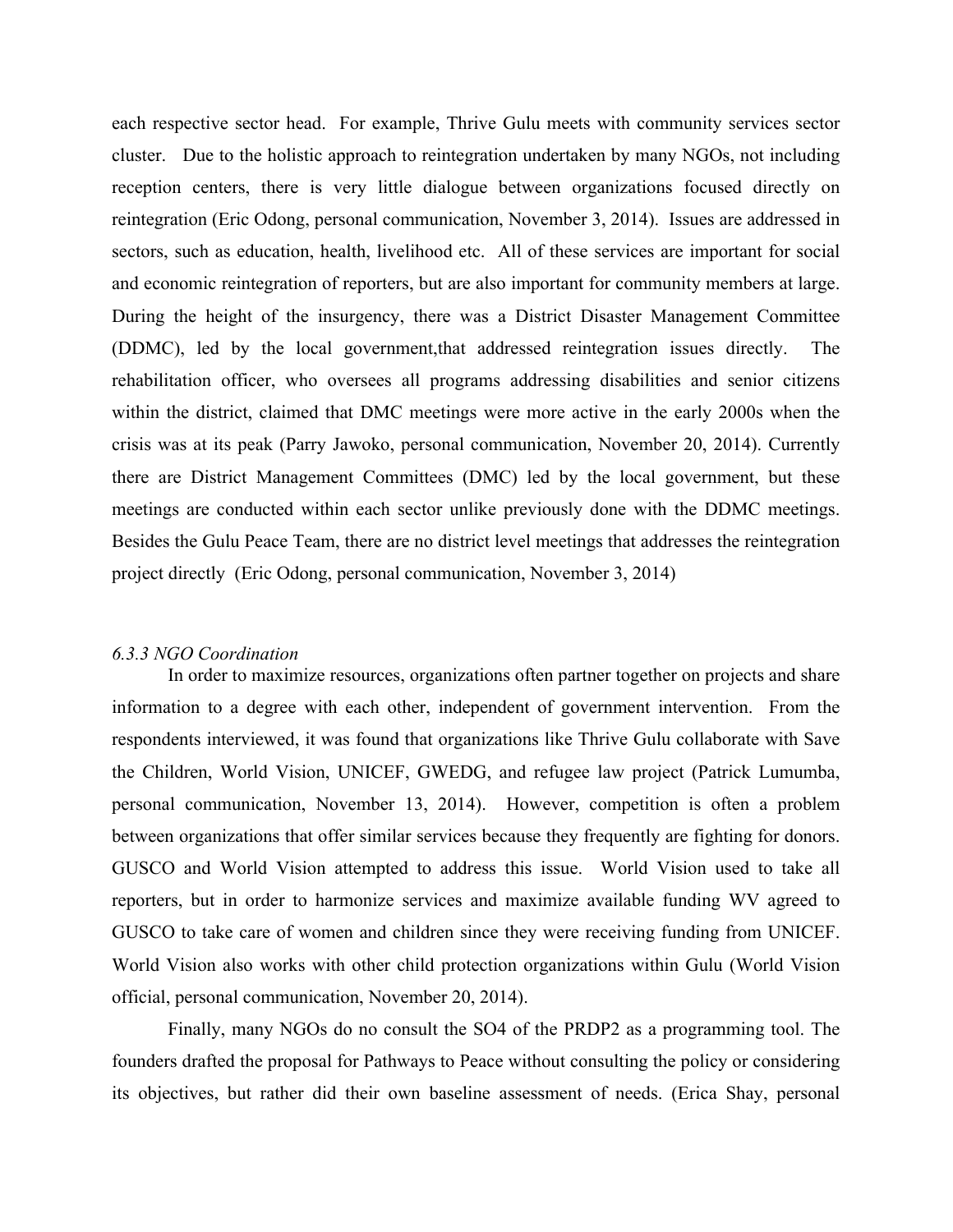each respective sector head. For example, Thrive Gulu meets with community services sector cluster. Due to the holistic approach to reintegration undertaken by many NGOs, not including reception centers, there is very little dialogue between organizations focused directly on reintegration (Eric Odong, personal communication, November 3, 2014). Issues are addressed in sectors, such as education, health, livelihood etc. All of these services are important for social and economic reintegration of reporters, but are also important for community members at large. During the height of the insurgency, there was a District Disaster Management Committee (DDMC), led by the local government,that addressed reintegration issues directly. The rehabilitation officer, who oversees all programs addressing disabilities and senior citizens within the district, claimed that DMC meetings were more active in the early 2000s when the crisis was at its peak (Parry Jawoko, personal communication, November 20, 2014). Currently there are District Management Committees (DMC) led by the local government, but these meetings are conducted within each sector unlike previously done with the DDMC meetings. Besides the Gulu Peace Team, there are no district level meetings that addresses the reintegration project directly (Eric Odong, personal communication, November 3, 2014)

### *6.3.3 NGO Coordination*

In order to maximize resources, organizations often partner together on projects and share information to a degree with each other, independent of government intervention. From the respondents interviewed, it was found that organizations like Thrive Gulu collaborate with Save the Children, World Vision, UNICEF, GWEDG, and refugee law project (Patrick Lumumba, personal communication, November 13, 2014). However, competition is often a problem between organizations that offer similar services because they frequently are fighting for donors. GUSCO and World Vision attempted to address this issue. World Vision used to take all reporters, but in order to harmonize services and maximize available funding WV agreed to GUSCO to take care of women and children since they were receiving funding from UNICEF. World Vision also works with other child protection organizations within Gulu (World Vision official, personal communication, November 20, 2014).

Finally, many NGOs do no consult the SO4 of the PRDP2 as a programming tool. The founders drafted the proposal for Pathways to Peace without consulting the policy or considering its objectives, but rather did their own baseline assessment of needs. (Erica Shay, personal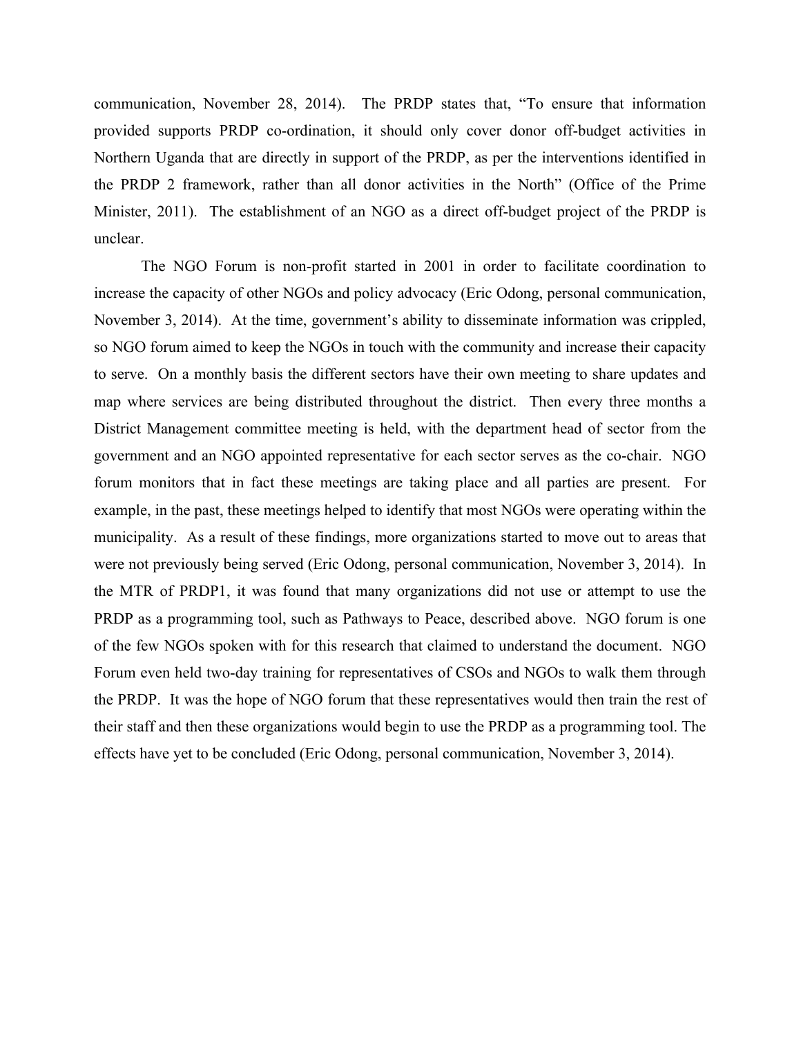communication, November 28, 2014). The PRDP states that, "To ensure that information provided supports PRDP co-ordination, it should only cover donor off-budget activities in Northern Uganda that are directly in support of the PRDP, as per the interventions identified in the PRDP 2 framework, rather than all donor activities in the North" (Office of the Prime Minister, 2011). The establishment of an NGO as a direct off-budget project of the PRDP is unclear.

The NGO Forum is non-profit started in 2001 in order to facilitate coordination to increase the capacity of other NGOs and policy advocacy (Eric Odong, personal communication, November 3, 2014). At the time, government's ability to disseminate information was crippled, so NGO forum aimed to keep the NGOs in touch with the community and increase their capacity to serve. On a monthly basis the different sectors have their own meeting to share updates and map where services are being distributed throughout the district. Then every three months a District Management committee meeting is held, with the department head of sector from the government and an NGO appointed representative for each sector serves as the co-chair. NGO forum monitors that in fact these meetings are taking place and all parties are present. For example, in the past, these meetings helped to identify that most NGOs were operating within the municipality. As a result of these findings, more organizations started to move out to areas that were not previously being served (Eric Odong, personal communication, November 3, 2014). In the MTR of PRDP1, it was found that many organizations did not use or attempt to use the PRDP as a programming tool, such as Pathways to Peace, described above. NGO forum is one of the few NGOs spoken with for this research that claimed to understand the document. NGO Forum even held two-day training for representatives of CSOs and NGOs to walk them through the PRDP. It was the hope of NGO forum that these representatives would then train the rest of their staff and then these organizations would begin to use the PRDP as a programming tool. The effects have yet to be concluded (Eric Odong, personal communication, November 3, 2014).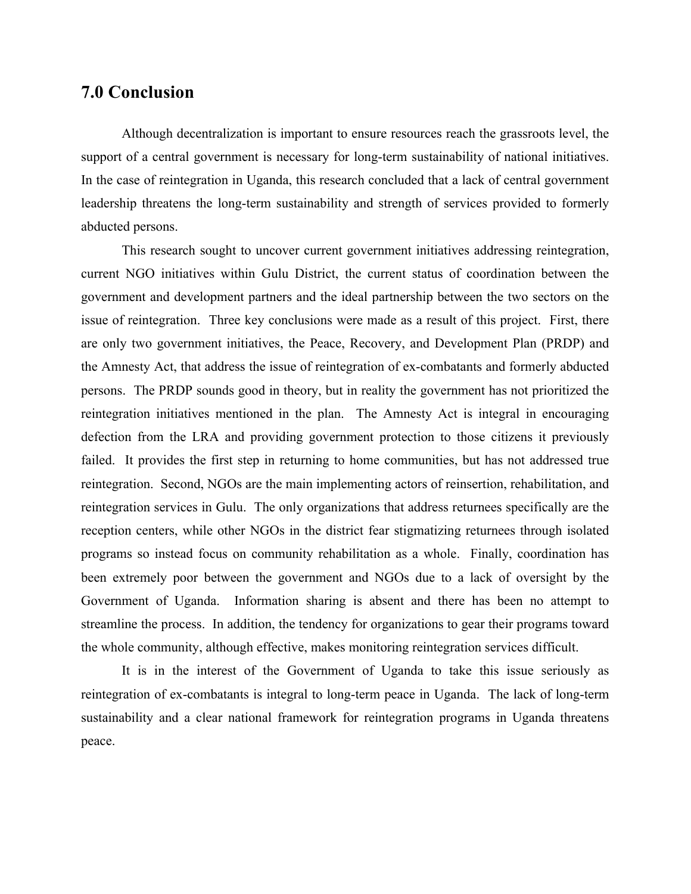## 7.0 Conclusion

Although decentralization is important to ensure resources reach the grassroots level, the support of a central government is necessary for long-term sustainability of national initiatives. In the case of reintegration in Uganda, this research concluded that a lack of central government leadership threatens the long-term sustainability and strength of services provided to formerly abducted persons.

This research sought to uncover current government initiatives addressing reintegration, current NGO initiatives within Gulu District, the current status of coordination between the government and development partners and the ideal partnership between the two sectors on the issue of reintegration. Three key conclusions were made as a result of this project. First, there are only two government initiatives, the Peace, Recovery, and Development Plan (PRDP) and the Amnesty Act, that address the issue of reintegration of ex-combatants and formerly abducted persons. The PRDP sounds good in theory, but in reality the government has not prioritized the reintegration initiatives mentioned in the plan. The Amnesty Act is integral in encouraging defection from the LRA and providing government protection to those citizens it previously failed. It provides the first step in returning to home communities, but has not addressed true reintegration. Second, NGOs are the main implementing actors of reinsertion, rehabilitation, and reintegration services in Gulu. The only organizations that address returnees specifically are the reception centers, while other NGOs in the district fear stigmatizing returnees through isolated programs so instead focus on community rehabilitation as a whole. Finally, coordination has been extremely poor between the government and NGOs due to a lack of oversight by the Government of Uganda. Information sharing is absent and there has been no attempt to streamline the process. In addition, the tendency for organizations to gear their programs toward the whole community, although effective, makes monitoring reintegration services difficult.

It is in the interest of the Government of Uganda to take this issue seriously as reintegration of ex-combatants is integral to long-term peace in Uganda. The lack of long-term sustainability and a clear national framework for reintegration programs in Uganda threatens peace.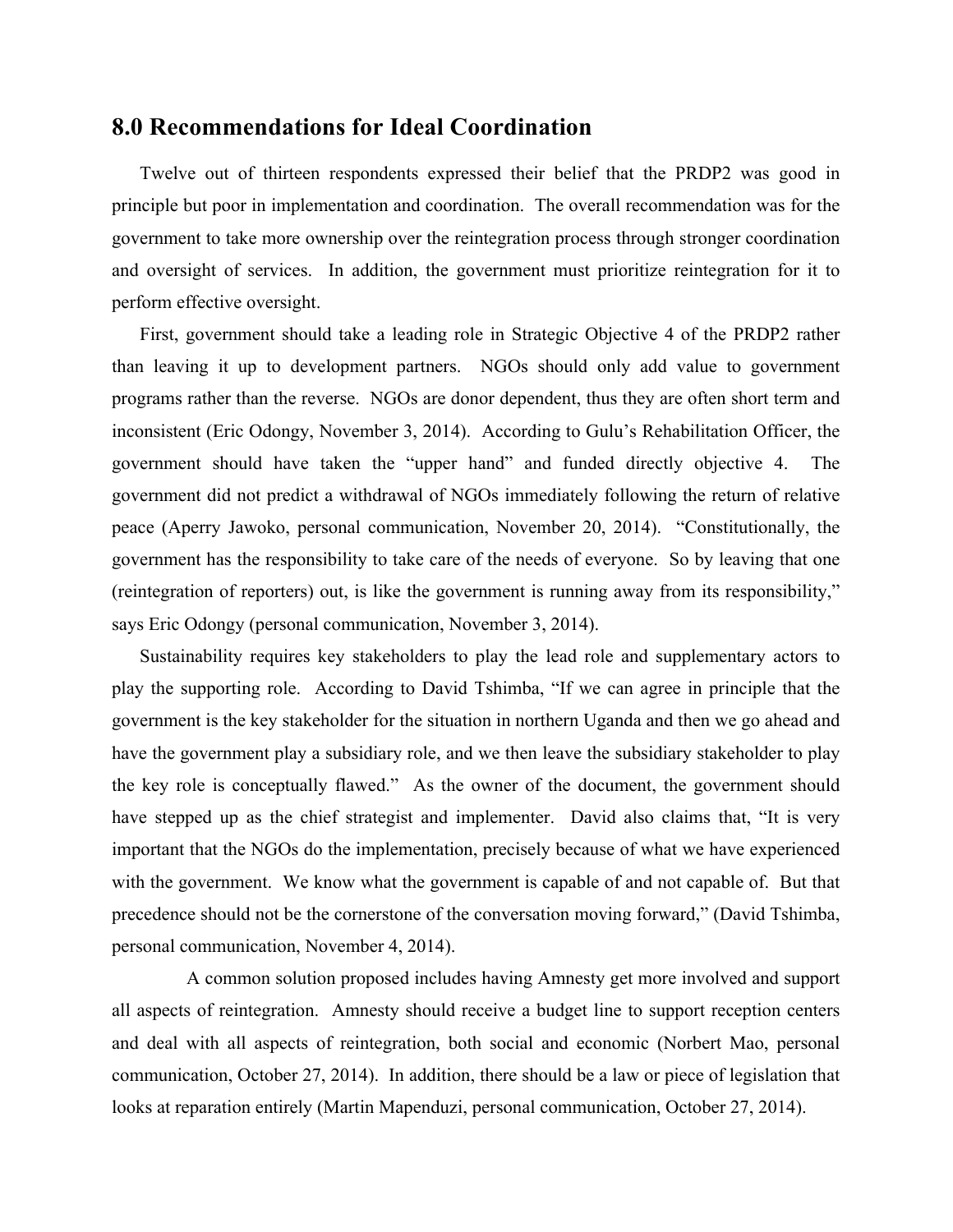## 8.0 Recommendations for Ideal Coordination

Twelve out of thirteen respondents expressed their belief that the PRDP2 was good in principle but poor in implementation and coordination. The overall recommendation was for the government to take more ownership over the reintegration process through stronger coordination and oversight of services. In addition, the government must prioritize reintegration for it to perform effective oversight.

First, government should take a leading role in Strategic Objective 4 of the PRDP2 rather than leaving it up to development partners. NGOs should only add value to government programs rather than the reverse. NGOs are donor dependent, thus they are often short term and inconsistent (Eric Odongy, November 3, 2014). According to Gulu's Rehabilitation Officer, the government should have taken the "upper hand" and funded directly objective 4. The government did not predict a withdrawal of NGOs immediately following the return of relative peace (Aperry Jawoko, personal communication, November 20, 2014). "Constitutionally, the government has the responsibility to take care of the needs of everyone. So by leaving that one (reintegration of reporters) out, is like the government is running away from its responsibility," says Eric Odongy (personal communication, November 3, 2014).

Sustainability requires key stakeholders to play the lead role and supplementary actors to play the supporting role. According to David Tshimba, "If we can agree in principle that the government is the key stakeholder for the situation in northern Uganda and then we go ahead and have the government play a subsidiary role, and we then leave the subsidiary stakeholder to play the key role is conceptually flawed." As the owner of the document, the government should have stepped up as the chief strategist and implementer. David also claims that, "It is very important that the NGOs do the implementation, precisely because of what we have experienced with the government. We know what the government is capable of and not capable of. But that precedence should not be the cornerstone of the conversation moving forward," (David Tshimba, personal communication, November 4, 2014).

A common solution proposed includes having Amnesty get more involved and support all aspects of reintegration. Amnesty should receive a budget line to support reception centers and deal with all aspects of reintegration, both social and economic (Norbert Mao, personal communication, October 27, 2014). In addition, there should be a law or piece of legislation that looks at reparation entirely (Martin Mapenduzi, personal communication, October 27, 2014).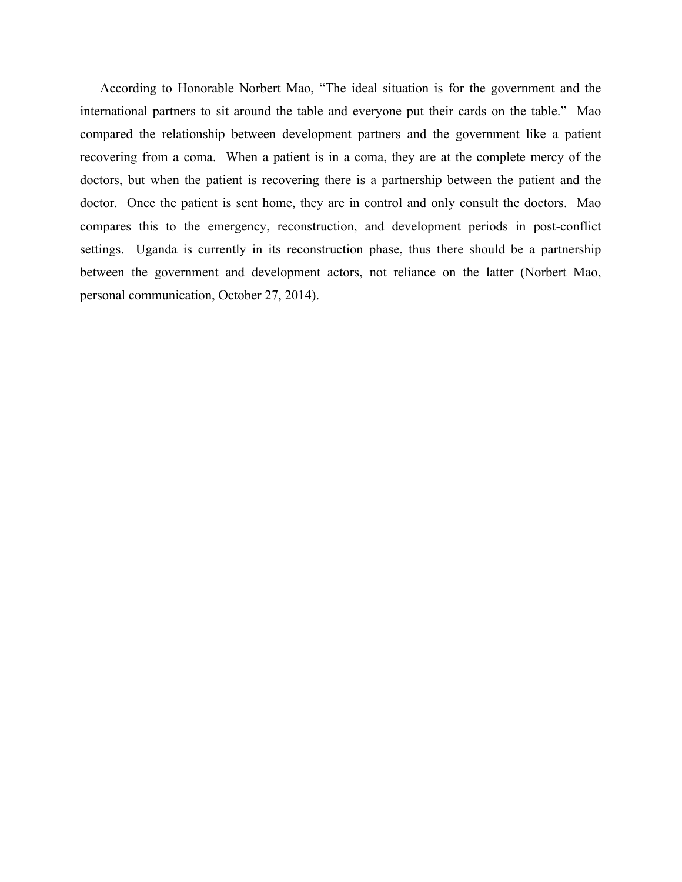According to Honorable Norbert Mao, “The ideal situation is for the government and the international partners to sit around the table and everyone put their cards on the table.” Mao compared the relationship between development partners and the government like a patient recovering from a coma. When a patient is in a coma, they are at the complete mercy of the doctors, but when the patient is recovering there is a partnership between the patient and the doctor. Once the patient is sent home, they are in control and only consult the doctors. Mao compares this to the emergency, reconstruction, and development periods in post-conflict settings. Uganda is currently in its reconstruction phase, thus there should be a partnership between the government and development actors, not reliance on the latter (Norbert Mao, personal communication, October 27, 2014).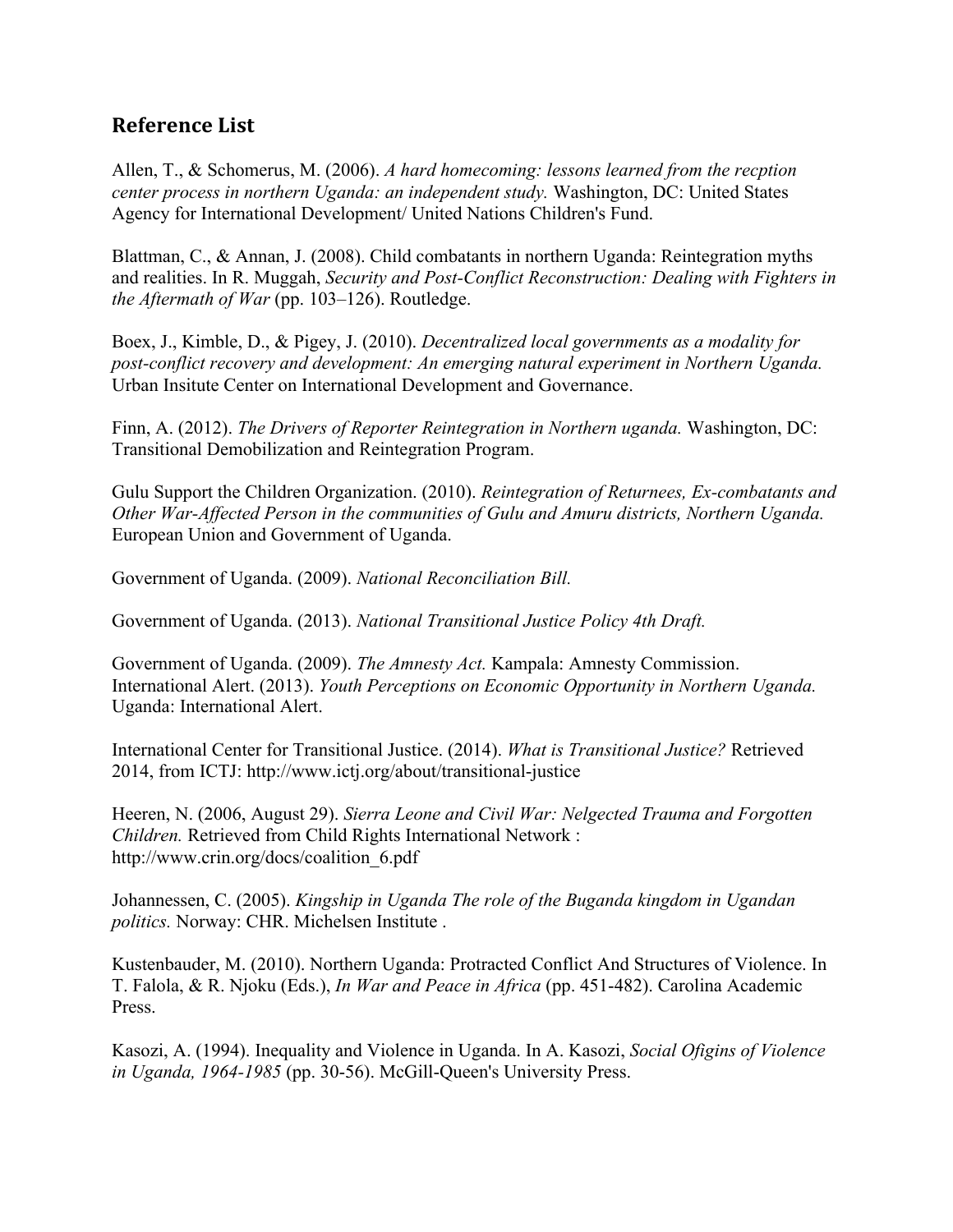## Reference List

Allen, T., & Schomerus, M. (2006). *A hard homecoming: lessons learned from the recption center process in northern Uganda: an independent study.* Washington, DC: United States Agency for International Development/ United Nations Children's Fund.

Blattman, C., & Annan, J. (2008). Child combatants in northern Uganda: Reintegration myths and realities. In R. Muggah, *Security and Post-Conflict Reconstruction: Dealing with Fighters in the Aftermath of War* (pp. 103–126). Routledge.

Boex, J., Kimble, D., & Pigey, J. (2010). *Decentralized local governments as a modality for post-conflict recovery and development: An emerging natural experiment in Northern Uganda.* Urban Insitute Center on International Development and Governance.

Finn, A. (2012). *The Drivers of Reporter Reintegration in Northern uganda.* Washington, DC: Transitional Demobilization and Reintegration Program.

Gulu Support the Children Organization. (2010). *Reintegration of Returnees, Ex-combatants and Other War-Affected Person in the communities of Gulu and Amuru districts, Northern Uganda.* European Union and Government of Uganda.

Government of Uganda. (2009). *National Reconciliation Bill.*

Government of Uganda. (2013). *National Transitional Justice Policy 4th Draft.*

Government of Uganda. (2009). *The Amnesty Act.* Kampala: Amnesty Commission.
International Alert. (2013). *Youth Perceptions on Economic Opportunity in Northern Uganda.* Uganda: International Alert.

International Center for Transitional Justice. (2014). *What is Transitional Justice?* Retrieved 2014, from ICTJ: http://www.ictj.org/about/transitional-justice

Heeren, N. (2006, August 29). *Sierra Leone and Civil War: Nelgected Trauma and Forgotten Children.* Retrieved from Child Rights International Network : http://www.crin.org/docs/coalition_6.pdf

Johannessen, C. (2005). *Kingship in Uganda The role of the Buganda kingdom in Ugandan politics.* Norway: CHR. Michelsen Institute .

Kustenbauder, M. (2010). Northern Uganda: Protracted Conflict And Structures of Violence. In T. Falola, & R. Njoku (Eds.), *In War and Peace in Africa* (pp. 451-482). Carolina Academic Press.

Kasozi, A. (1994). Inequality and Violence in Uganda. In A. Kasozi, *Social Ofigins of Violence in Uganda, 1964-1985* (pp. 30-56). McGill-Queen's University Press.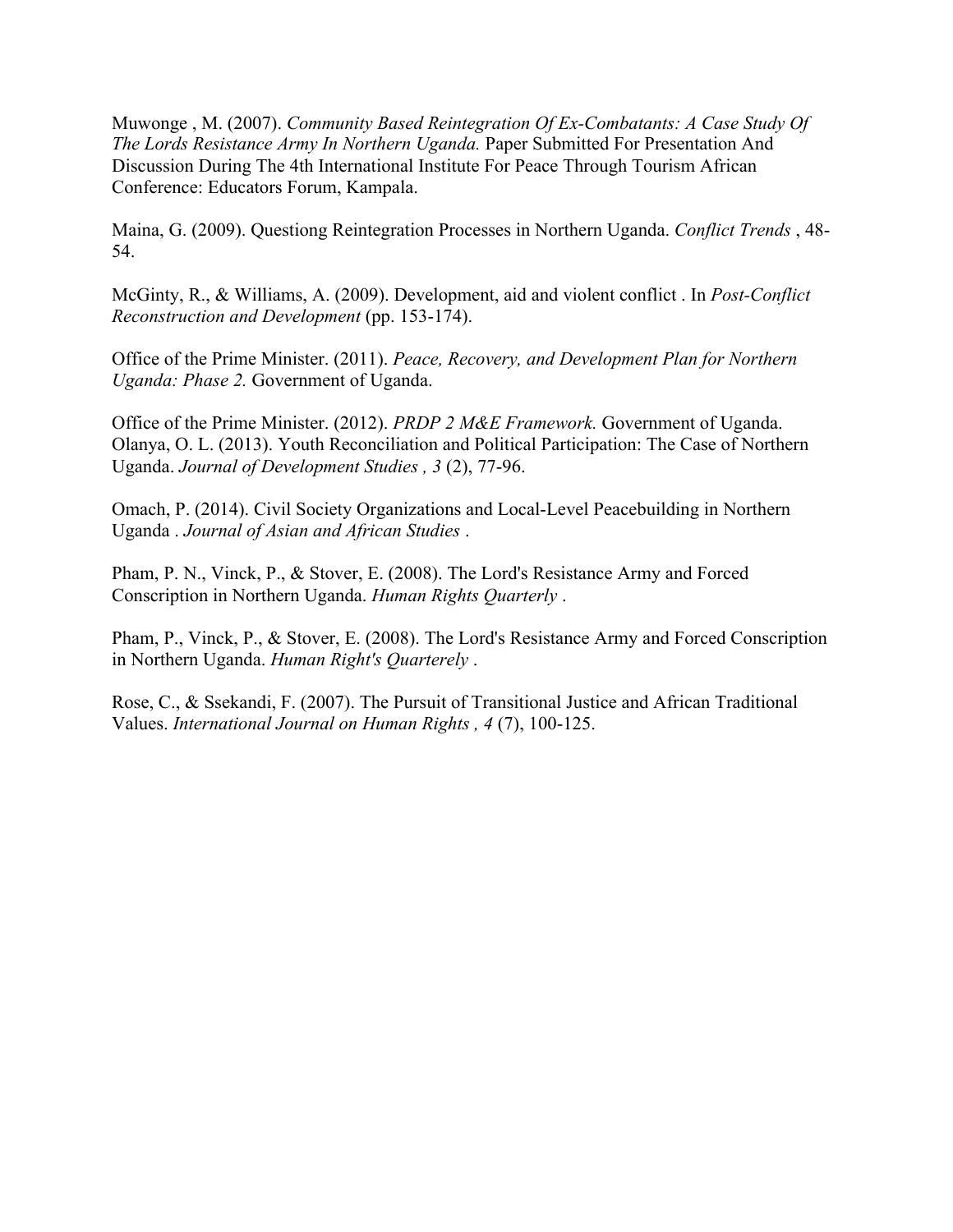Muwonge , M. (2007). *Community Based Reintegration Of Ex-Combatants: A Case Study Of The Lords Resistance Army In Northern Uganda.* Paper Submitted For Presentation And Discussion During The 4th International Institute For Peace Through Tourism African Conference: Educators Forum, Kampala.

Maina, G. (2009). Questiong Reintegration Processes in Northern Uganda. *Conflict Trends* , 48-54.

McGinty, R., & Williams, A. (2009). Development, aid and violent conflict . In *Post-Conflict Reconstruction and Development* (pp. 153-174).

Office of the Prime Minister. (2011). *Peace, Recovery, and Development Plan for Northern Uganda: Phase 2.* Government of Uganda.

Office of the Prime Minister. (2012). *PRDP 2 M&E Framework.* Government of Uganda.
Olanya, O. L. (2013). Youth Reconciliation and Political Participation: The Case of Northern Uganda. *Journal of Development Studies , 3* (2), 77-96.

Omach, P. (2014). Civil Society Organizations and Local-Level Peacebuilding in Northern Uganda . *Journal of Asian and African Studies* .

Pham, P. N., Vinck, P., & Stover, E. (2008). The Lord's Resistance Army and Forced Conscription in Northern Uganda. *Human Rights Quarterly* .

Pham, P., Vinck, P., & Stover, E. (2008). The Lord's Resistance Army and Forced Conscription in Northern Uganda. *Human Right's Quarterely* .

Rose, C., & Ssekandi, F. (2007). The Pursuit of Transitional Justice and African Traditional Values. *International Journal on Human Rights , 4* (7), 100-125.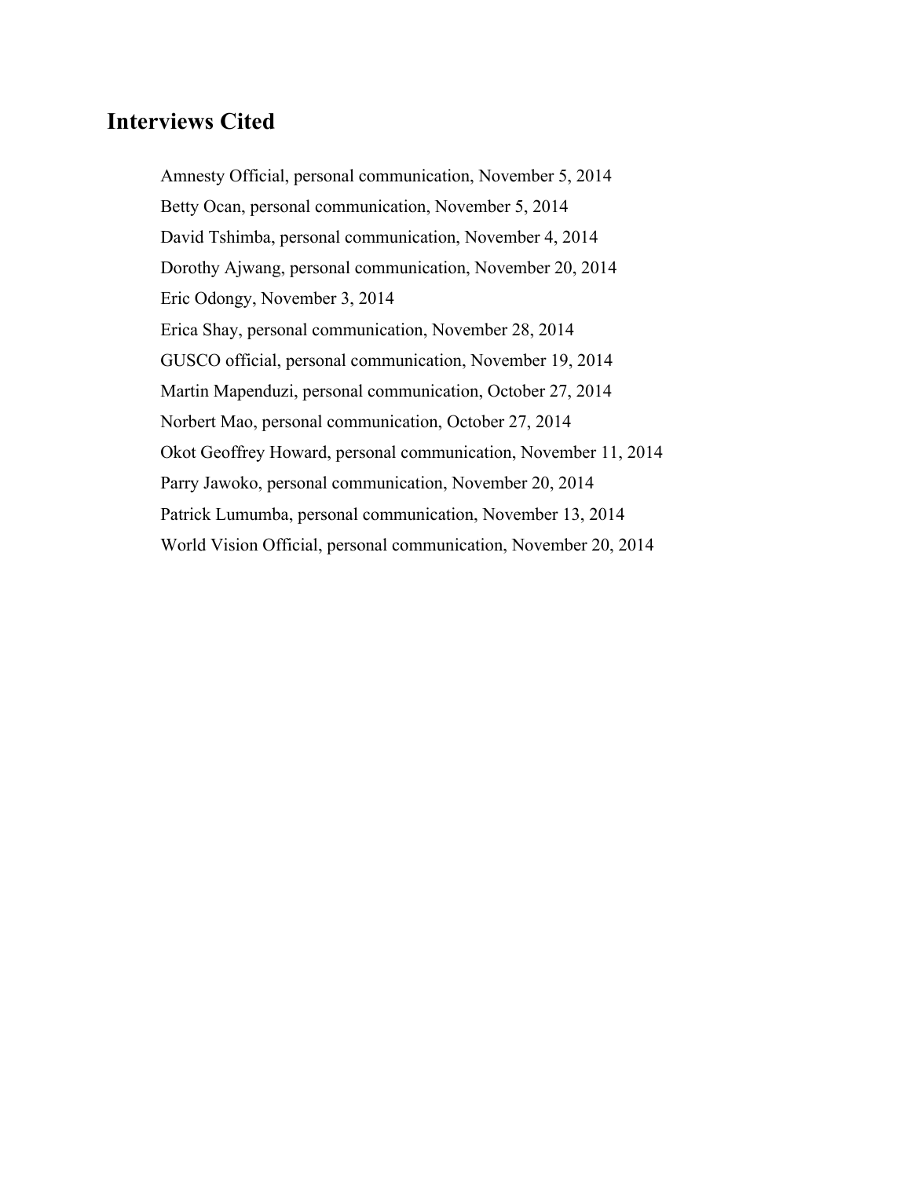## Interviews Cited

Amnesty Official, personal communication, November 5, 2014

Betty Ocan, personal communication, November 5, 2014

David Tshimba, personal communication, November 4, 2014

Dorothy Ajwang, personal communication, November 20, 2014

Eric Odongy, November 3, 2014

Erica Shay, personal communication, November 28, 2014

GUSCO official, personal communication, November 19, 2014

Martin Mapenduzi, personal communication, October 27, 2014

Norbert Mao, personal communication, October 27, 2014

Okot Geoffrey Howard, personal communication, November 11, 2014

Parry Jawoko, personal communication, November 20, 2014

Patrick Lumumba, personal communication, November 13, 2014

World Vision Official, personal communication, November 20, 2014